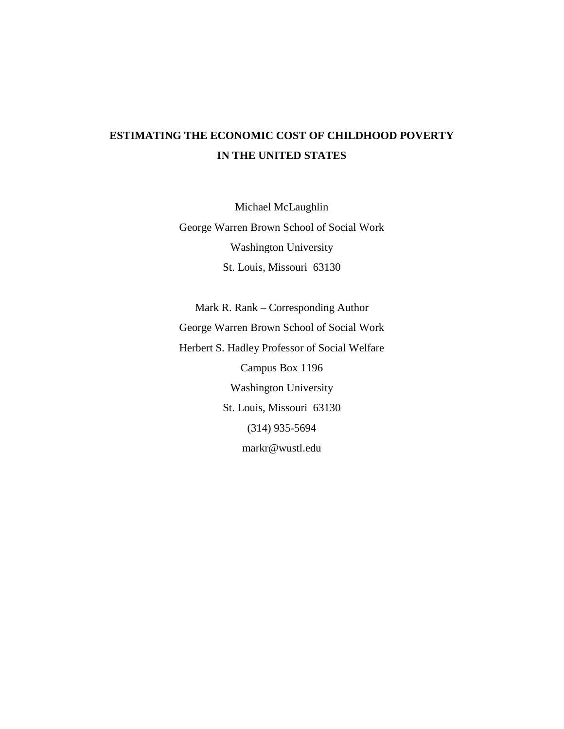# ESTIMATING THE ECONOMIC COST OF CHILDHOOD POVERTY IN THE UNITED STATES

Michael McLaughlin
George Warren Brown School of Social Work
Washington University
St. Louis, Missouri 63130

Mark R. Rank – Corresponding Author
George Warren Brown School of Social Work
Herbert S. Hadley Professor of Social Welfare
Campus Box 1196
Washington University
St. Louis, Missouri 63130
(314) 935-5694
markr@wustl.edu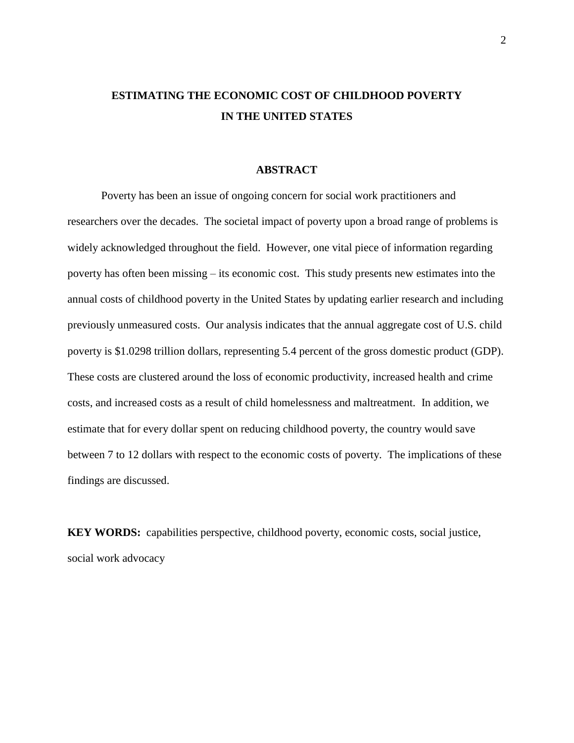# ESTIMATING THE ECONOMIC COST OF CHILDHOOD POVERTY IN THE UNITED STATES

## ABSTRACT

Poverty has been an issue of ongoing concern for social work practitioners and researchers over the decades. The societal impact of poverty upon a broad range of problems is widely acknowledged throughout the field. However, one vital piece of information regarding poverty has often been missing – its economic cost. This study presents new estimates into the annual costs of childhood poverty in the United States by updating earlier research and including previously unmeasured costs. Our analysis indicates that the annual aggregate cost of U.S. child poverty is $1.0298 trillion dollars, representing 5.4 percent of the gross domestic product (GDP). These costs are clustered around the loss of economic productivity, increased health and crime costs, and increased costs as a result of child homelessness and maltreatment. In addition, we estimate that for every dollar spent on reducing childhood poverty, the country would save between 7 to 12 dollars with respect to the economic costs of poverty. The implications of these findings are discussed.

**KEY WORDS:** capabilities perspective, childhood poverty, economic costs, social justice, social work advocacy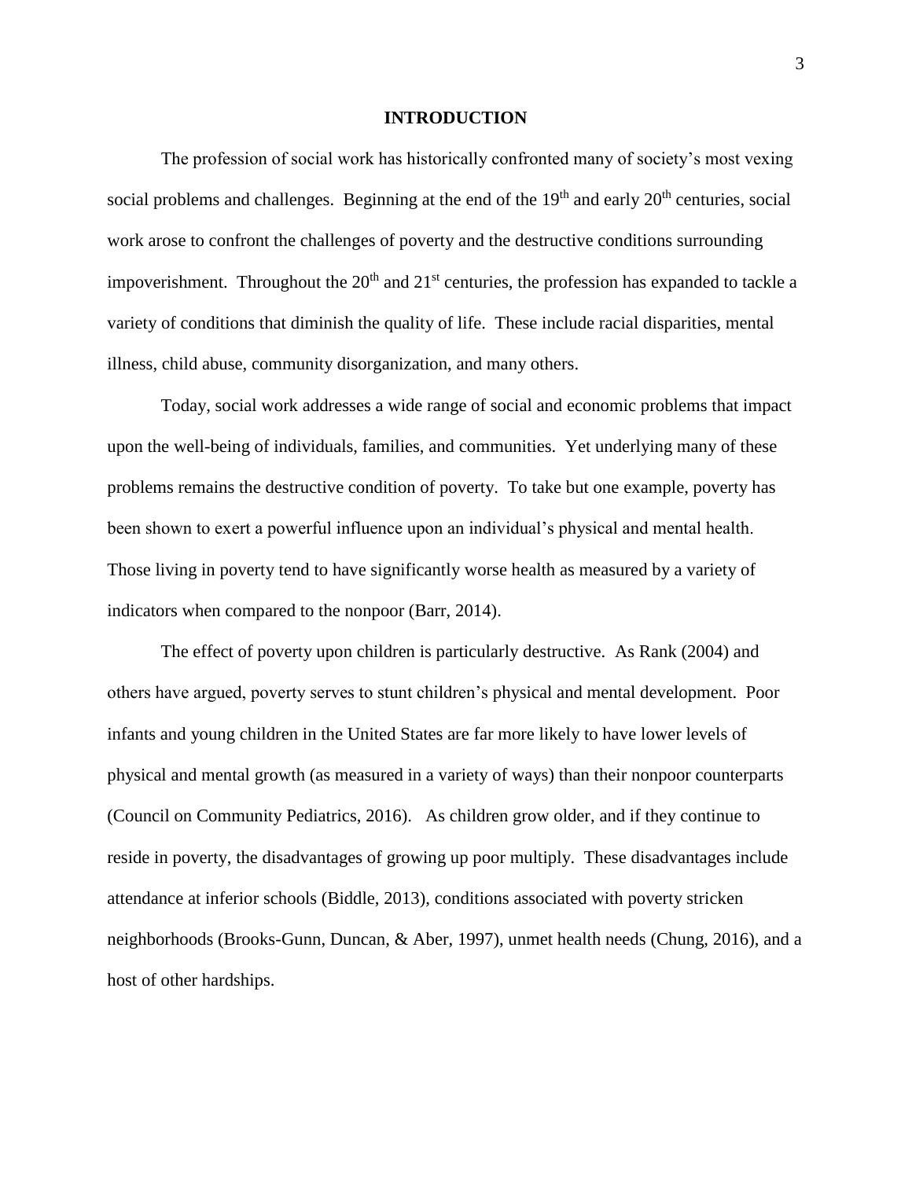# INTRODUCTION

The profession of social work has historically confronted many of society's most vexing social problems and challenges. Beginning at the end of the 19th and early 20th centuries, social work arose to confront the challenges of poverty and the destructive conditions surrounding impoverishment. Throughout the 20th and 21st centuries, the profession has expanded to tackle a variety of conditions that diminish the quality of life. These include racial disparities, mental illness, child abuse, community disorganization, and many others.

Today, social work addresses a wide range of social and economic problems that impact upon the well-being of individuals, families, and communities. Yet underlying many of these problems remains the destructive condition of poverty. To take but one example, poverty has been shown to exert a powerful influence upon an individual's physical and mental health. Those living in poverty tend to have significantly worse health as measured by a variety of indicators when compared to the nonpoor (Barr, 2014).

The effect of poverty upon children is particularly destructive. As Rank (2004) and others have argued, poverty serves to stunt children's physical and mental development. Poor infants and young children in the United States are far more likely to have lower levels of physical and mental growth (as measured in a variety of ways) than their nonpoor counterparts (Council on Community Pediatrics, 2016). As children grow older, and if they continue to reside in poverty, the disadvantages of growing up poor multiply. These disadvantages include attendance at inferior schools (Biddle, 2013), conditions associated with poverty stricken neighborhoods (Brooks-Gunn, Duncan, & Aber, 1997), unmet health needs (Chung, 2016), and a host of other hardships.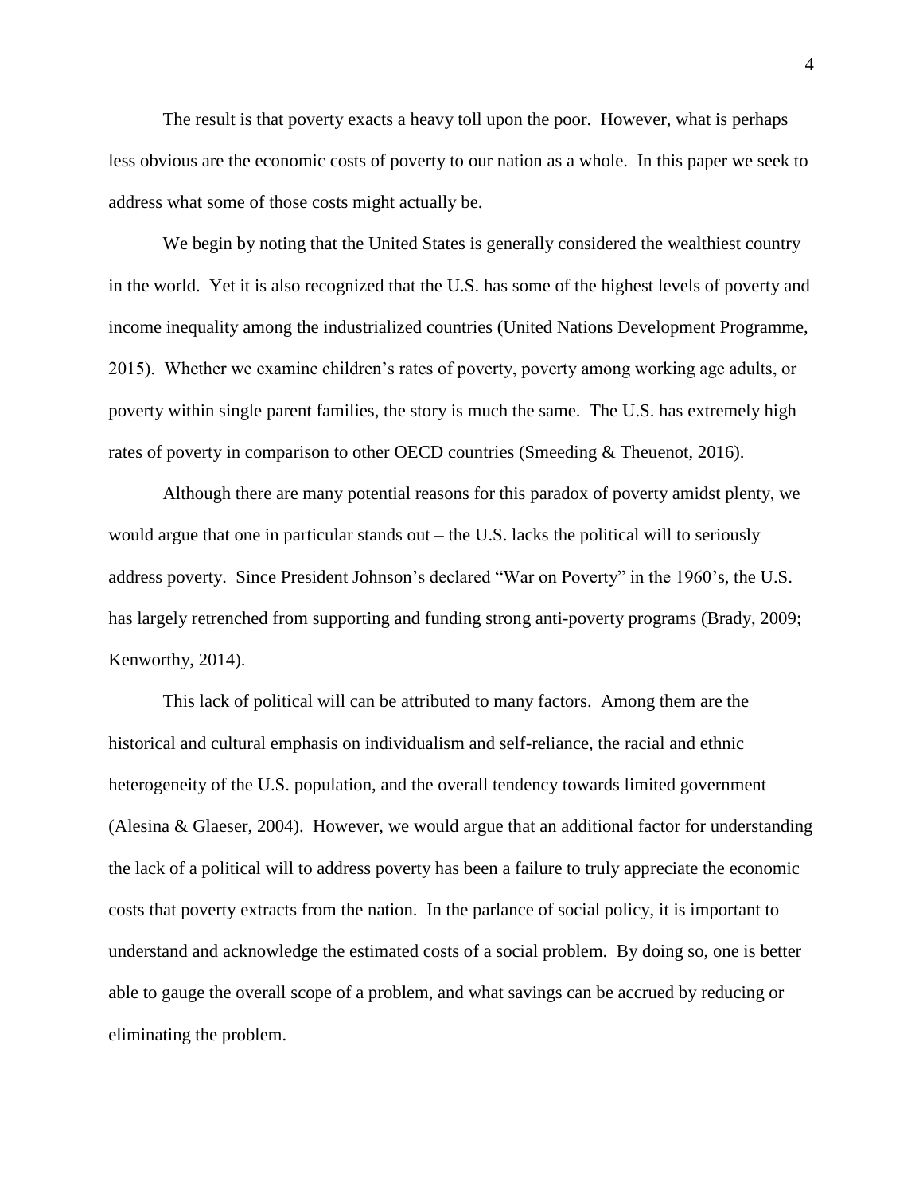The result is that poverty exacts a heavy toll upon the poor. However, what is perhaps less obvious are the economic costs of poverty to our nation as a whole. In this paper we seek to address what some of those costs might actually be.

We begin by noting that the United States is generally considered the wealthiest country in the world. Yet it is also recognized that the U.S. has some of the highest levels of poverty and income inequality among the industrialized countries (United Nations Development Programme, 2015). Whether we examine children's rates of poverty, poverty among working age adults, or poverty within single parent families, the story is much the same. The U.S. has extremely high rates of poverty in comparison to other OECD countries (Smeeding & Theuenot, 2016).

Although there are many potential reasons for this paradox of poverty amidst plenty, we would argue that one in particular stands out – the U.S. lacks the political will to seriously address poverty. Since President Johnson's declared "War on Poverty" in the 1960's, the U.S. has largely retrenched from supporting and funding strong anti-poverty programs (Brady, 2009; Kenworthy, 2014).

This lack of political will can be attributed to many factors. Among them are the historical and cultural emphasis on individualism and self-reliance, the racial and ethnic heterogeneity of the U.S. population, and the overall tendency towards limited government (Alesina & Glaeser, 2004). However, we would argue that an additional factor for understanding the lack of a political will to address poverty has been a failure to truly appreciate the economic costs that poverty extracts from the nation. In the parlance of social policy, it is important to understand and acknowledge the estimated costs of a social problem. By doing so, one is better able to gauge the overall scope of a problem, and what savings can be accrued by reducing or eliminating the problem.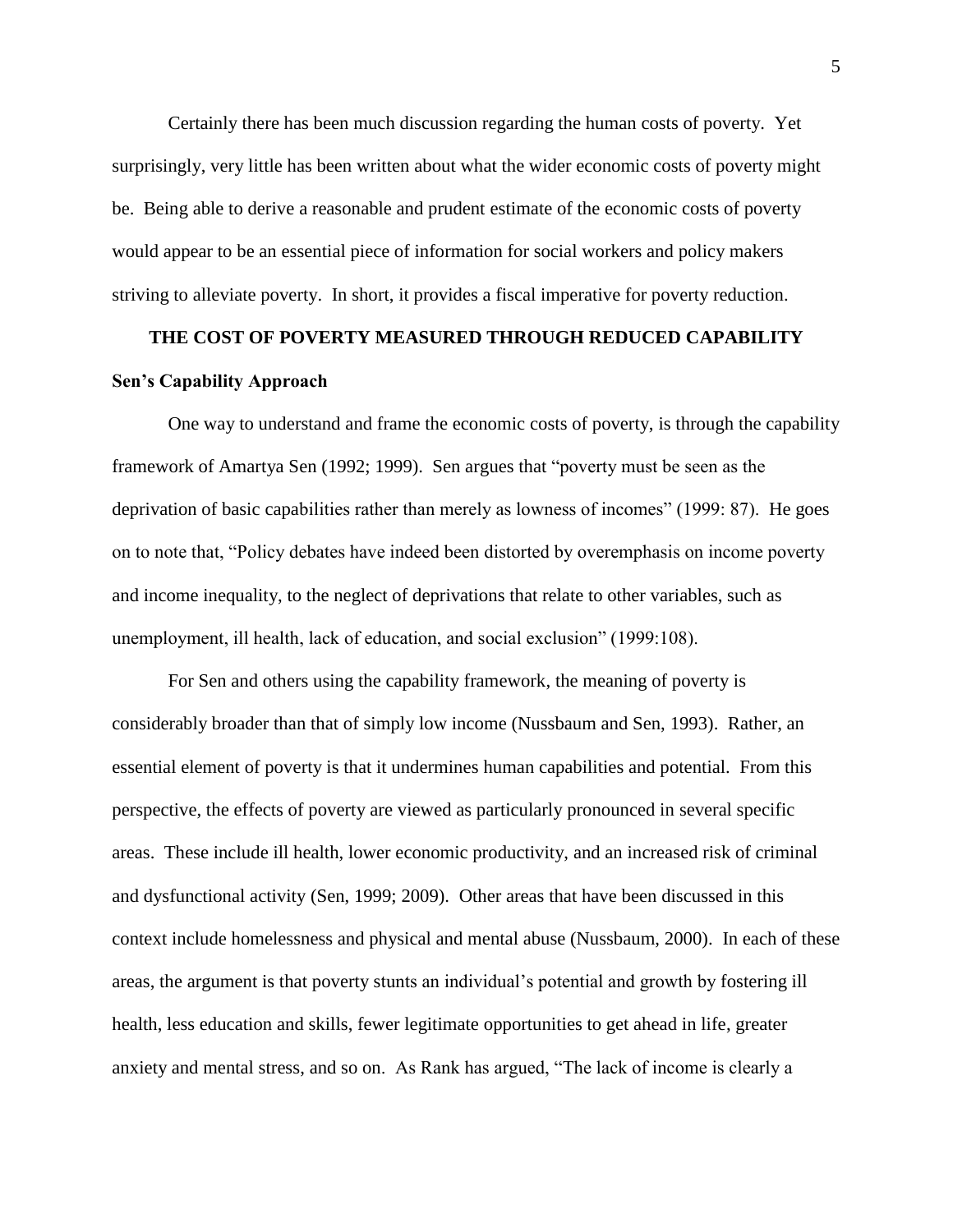Certainly there has been much discussion regarding the human costs of poverty. Yet surprisingly, very little has been written about what the wider economic costs of poverty might be. Being able to derive a reasonable and prudent estimate of the economic costs of poverty would appear to be an essential piece of information for social workers and policy makers striving to alleviate poverty. In short, it provides a fiscal imperative for poverty reduction.

## THE COST OF POVERTY MEASURED THROUGH REDUCED CAPABILITY

### Sen's Capability Approach

One way to understand and frame the economic costs of poverty, is through the capability framework of Amartya Sen (1992; 1999). Sen argues that "poverty must be seen as the deprivation of basic capabilities rather than merely as lowness of incomes" (1999: 87). He goes on to note that, "Policy debates have indeed been distorted by overemphasis on income poverty and income inequality, to the neglect of deprivations that relate to other variables, such as unemployment, ill health, lack of education, and social exclusion" (1999:108).

For Sen and others using the capability framework, the meaning of poverty is considerably broader than that of simply low income (Nussbaum and Sen, 1993). Rather, an essential element of poverty is that it undermines human capabilities and potential. From this perspective, the effects of poverty are viewed as particularly pronounced in several specific areas. These include ill health, lower economic productivity, and an increased risk of criminal and dysfunctional activity (Sen, 1999; 2009). Other areas that have been discussed in this context include homelessness and physical and mental abuse (Nussbaum, 2000). In each of these areas, the argument is that poverty stunts an individual's potential and growth by fostering ill health, less education and skills, fewer legitimate opportunities to get ahead in life, greater anxiety and mental stress, and so on. As Rank has argued, "The lack of income is clearly a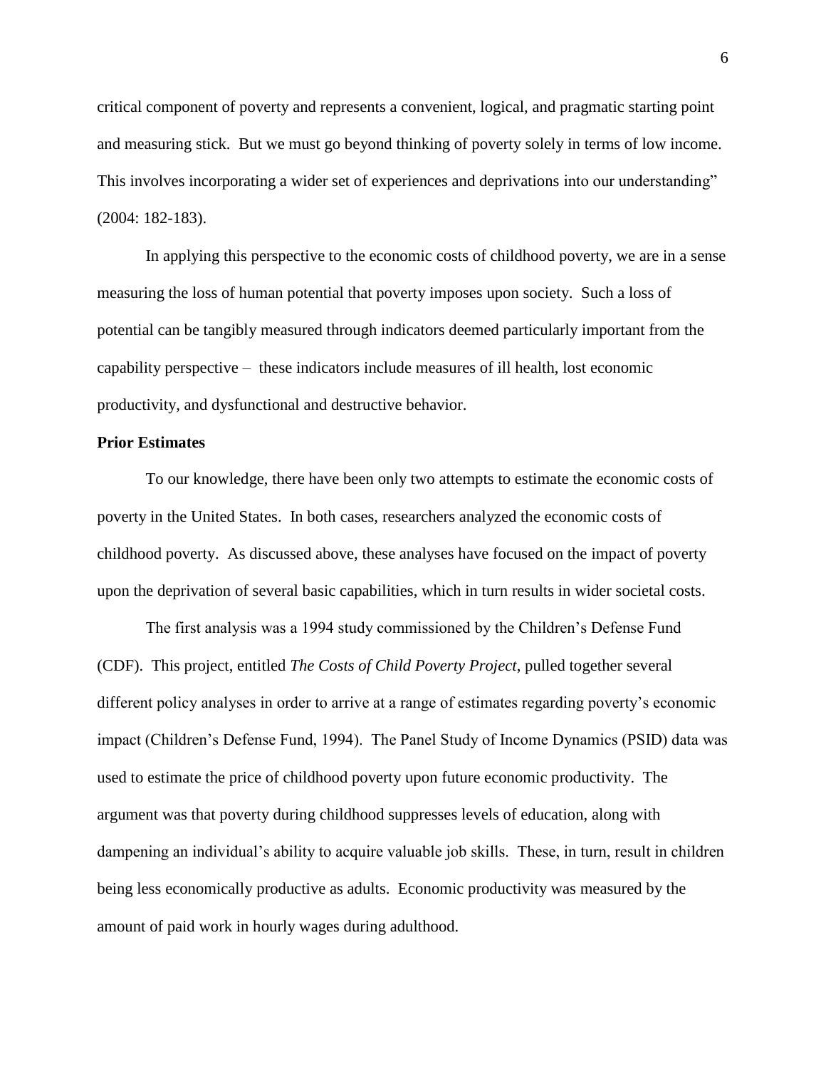critical component of poverty and represents a convenient, logical, and pragmatic starting point and measuring stick. But we must go beyond thinking of poverty solely in terms of low income. This involves incorporating a wider set of experiences and deprivations into our understanding" (2004: 182-183).

In applying this perspective to the economic costs of childhood poverty, we are in a sense measuring the loss of human potential that poverty imposes upon society. Such a loss of potential can be tangibly measured through indicators deemed particularly important from the capability perspective – these indicators include measures of ill health, lost economic productivity, and dysfunctional and destructive behavior.

**Prior Estimates**

To our knowledge, there have been only two attempts to estimate the economic costs of poverty in the United States. In both cases, researchers analyzed the economic costs of childhood poverty. As discussed above, these analyses have focused on the impact of poverty upon the deprivation of several basic capabilities, which in turn results in wider societal costs.

The first analysis was a 1994 study commissioned by the Children's Defense Fund (CDF). This project, entitled *The Costs of Child Poverty Project*, pulled together several different policy analyses in order to arrive at a range of estimates regarding poverty's economic impact (Children's Defense Fund, 1994). The Panel Study of Income Dynamics (PSID) data was used to estimate the price of childhood poverty upon future economic productivity. The argument was that poverty during childhood suppresses levels of education, along with dampening an individual's ability to acquire valuable job skills. These, in turn, result in children being less economically productive as adults. Economic productivity was measured by the amount of paid work in hourly wages during adulthood.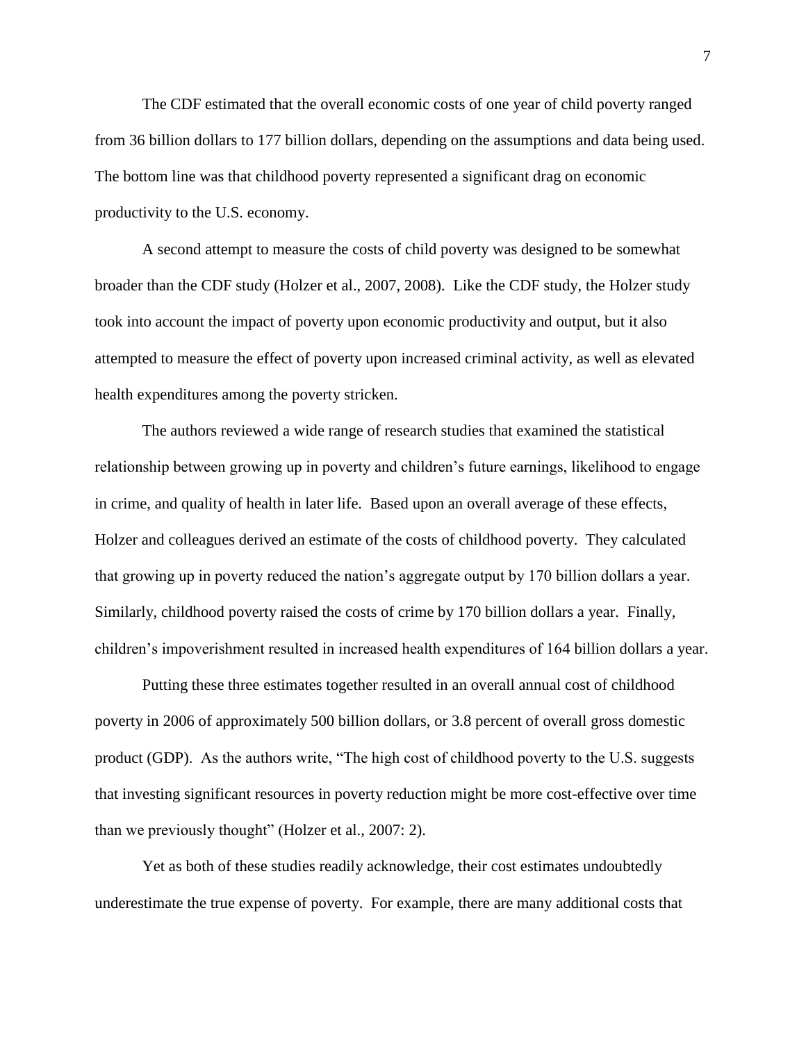The CDF estimated that the overall economic costs of one year of child poverty ranged from 36 billion dollars to 177 billion dollars, depending on the assumptions and data being used. The bottom line was that childhood poverty represented a significant drag on economic productivity to the U.S. economy.

A second attempt to measure the costs of child poverty was designed to be somewhat broader than the CDF study (Holzer et al., 2007, 2008). Like the CDF study, the Holzer study took into account the impact of poverty upon economic productivity and output, but it also attempted to measure the effect of poverty upon increased criminal activity, as well as elevated health expenditures among the poverty stricken.

The authors reviewed a wide range of research studies that examined the statistical relationship between growing up in poverty and children's future earnings, likelihood to engage in crime, and quality of health in later life. Based upon an overall average of these effects, Holzer and colleagues derived an estimate of the costs of childhood poverty. They calculated that growing up in poverty reduced the nation's aggregate output by 170 billion dollars a year. Similarly, childhood poverty raised the costs of crime by 170 billion dollars a year. Finally, children's impoverishment resulted in increased health expenditures of 164 billion dollars a year.

Putting these three estimates together resulted in an overall annual cost of childhood poverty in 2006 of approximately 500 billion dollars, or 3.8 percent of overall gross domestic product (GDP). As the authors write, "The high cost of childhood poverty to the U.S. suggests that investing significant resources in poverty reduction might be more cost-effective over time than we previously thought" (Holzer et al., 2007: 2).

Yet as both of these studies readily acknowledge, their cost estimates undoubtedly underestimate the true expense of poverty. For example, there are many additional costs that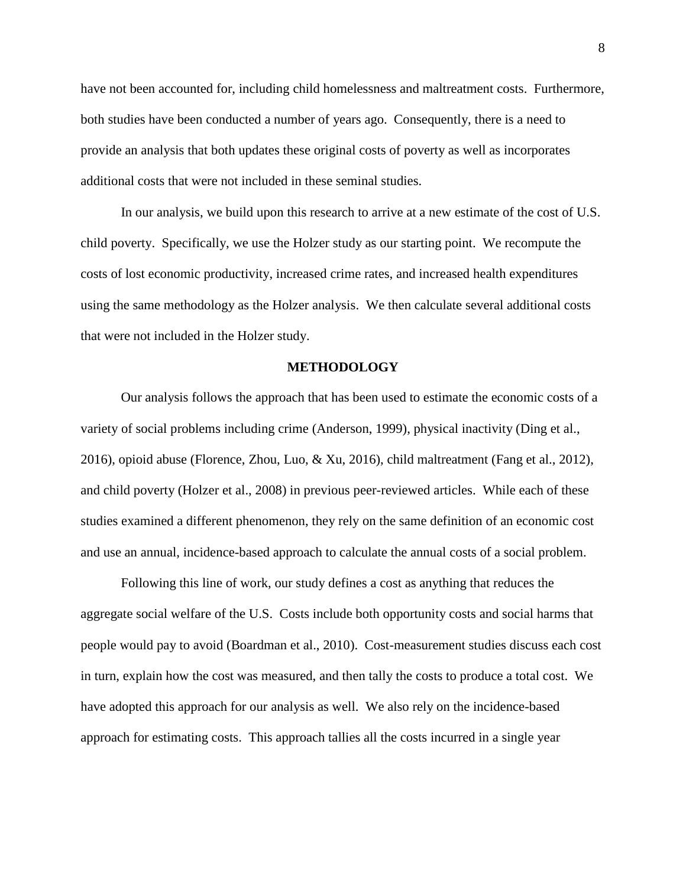have not been accounted for, including child homelessness and maltreatment costs. Furthermore, both studies have been conducted a number of years ago. Consequently, there is a need to provide an analysis that both updates these original costs of poverty as well as incorporates additional costs that were not included in these seminal studies.

In our analysis, we build upon this research to arrive at a new estimate of the cost of U.S. child poverty. Specifically, we use the Holzer study as our starting point. We recompute the costs of lost economic productivity, increased crime rates, and increased health expenditures using the same methodology as the Holzer analysis. We then calculate several additional costs that were not included in the Holzer study.

## METHODOLOGY

Our analysis follows the approach that has been used to estimate the economic costs of a variety of social problems including crime (Anderson, 1999), physical inactivity (Ding et al., 2016), opioid abuse (Florence, Zhou, Luo, & Xu, 2016), child maltreatment (Fang et al., 2012), and child poverty (Holzer et al., 2008) in previous peer-reviewed articles. While each of these studies examined a different phenomenon, they rely on the same definition of an economic cost and use an annual, incidence-based approach to calculate the annual costs of a social problem.

Following this line of work, our study defines a cost as anything that reduces the aggregate social welfare of the U.S. Costs include both opportunity costs and social harms that people would pay to avoid (Boardman et al., 2010). Cost-measurement studies discuss each cost in turn, explain how the cost was measured, and then tally the costs to produce a total cost. We have adopted this approach for our analysis as well. We also rely on the incidence-based approach for estimating costs. This approach tallies all the costs incurred in a single year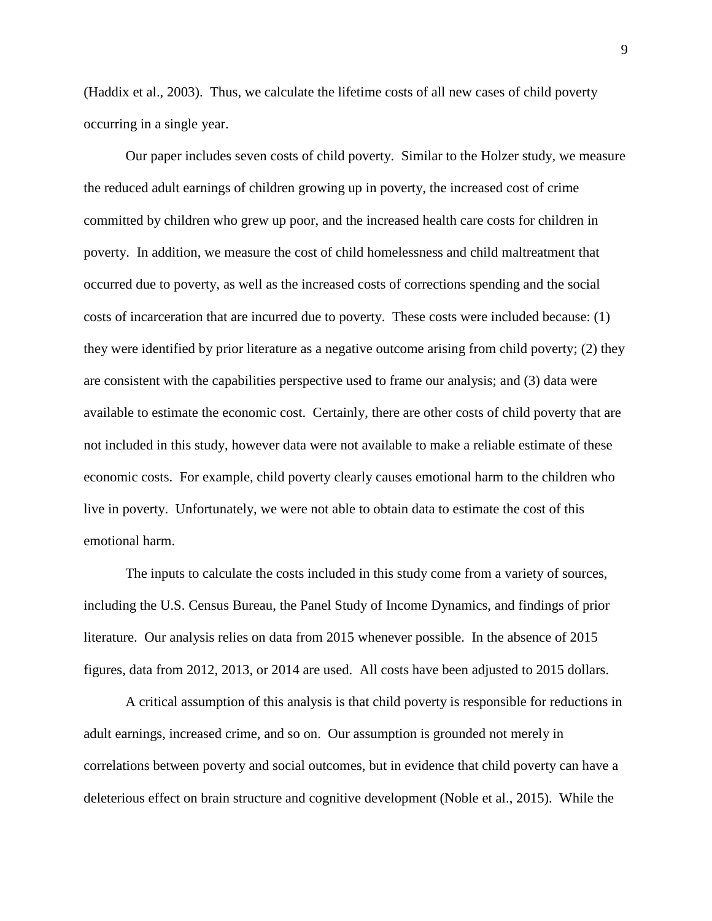(Haddix et al., 2003). Thus, we calculate the lifetime costs of all new cases of child poverty occurring in a single year.

Our paper includes seven costs of child poverty. Similar to the Holzer study, we measure the reduced adult earnings of children growing up in poverty, the increased cost of crime committed by children who grew up poor, and the increased health care costs for children in poverty. In addition, we measure the cost of child homelessness and child maltreatment that occurred due to poverty, as well as the increased costs of corrections spending and the social costs of incarceration that are incurred due to poverty. These costs were included because: (1) they were identified by prior literature as a negative outcome arising from child poverty; (2) they are consistent with the capabilities perspective used to frame our analysis; and (3) data were available to estimate the economic cost. Certainly, there are other costs of child poverty that are not included in this study, however data were not available to make a reliable estimate of these economic costs. For example, child poverty clearly causes emotional harm to the children who live in poverty. Unfortunately, we were not able to obtain data to estimate the cost of this emotional harm.

The inputs to calculate the costs included in this study come from a variety of sources, including the U.S. Census Bureau, the Panel Study of Income Dynamics, and findings of prior literature. Our analysis relies on data from 2015 whenever possible. In the absence of 2015 figures, data from 2012, 2013, or 2014 are used. All costs have been adjusted to 2015 dollars.

A critical assumption of this analysis is that child poverty is responsible for reductions in adult earnings, increased crime, and so on. Our assumption is grounded not merely in correlations between poverty and social outcomes, but in evidence that child poverty can have a deleterious effect on brain structure and cognitive development (Noble et al., 2015). While the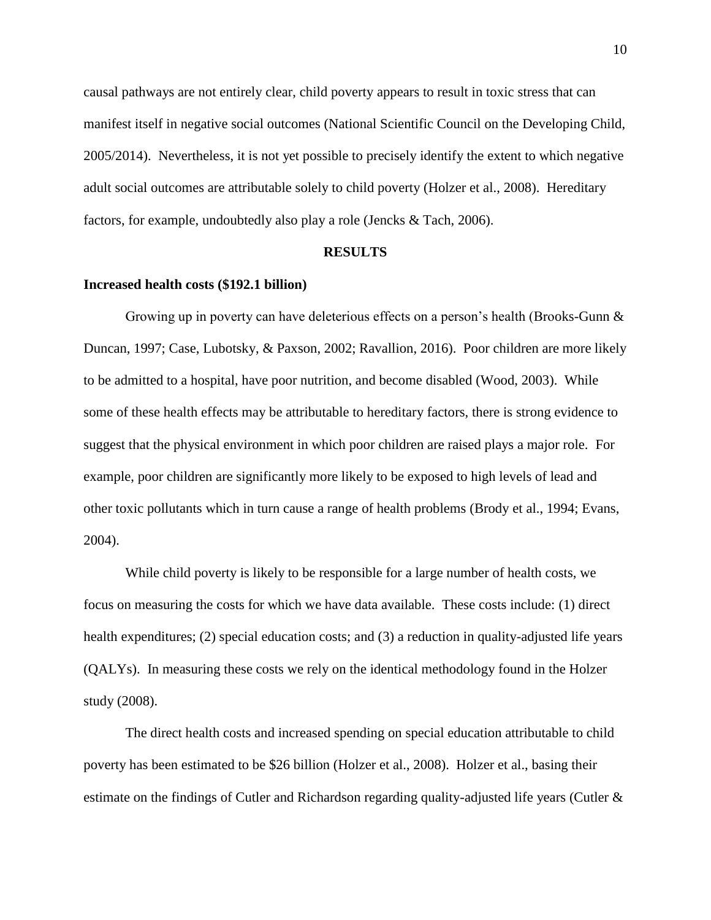causal pathways are not entirely clear, child poverty appears to result in toxic stress that can manifest itself in negative social outcomes (National Scientific Council on the Developing Child, 2005/2014). Nevertheless, it is not yet possible to precisely identify the extent to which negative adult social outcomes are attributable solely to child poverty (Holzer et al., 2008). Hereditary factors, for example, undoubtedly also play a role (Jencks & Tach, 2006).

## RESULTS

### Increased health costs ($192.1 billion)

Growing up in poverty can have deleterious effects on a person's health (Brooks-Gunn & Duncan, 1997; Case, Lubotsky, & Paxson, 2002; Ravallion, 2016). Poor children are more likely to be admitted to a hospital, have poor nutrition, and become disabled (Wood, 2003). While some of these health effects may be attributable to hereditary factors, there is strong evidence to suggest that the physical environment in which poor children are raised plays a major role. For example, poor children are significantly more likely to be exposed to high levels of lead and other toxic pollutants which in turn cause a range of health problems (Brody et al., 1994; Evans, 2004).

While child poverty is likely to be responsible for a large number of health costs, we focus on measuring the costs for which we have data available. These costs include: (1) direct health expenditures; (2) special education costs; and (3) a reduction in quality-adjusted life years (QALYs). In measuring these costs we rely on the identical methodology found in the Holzer study (2008).

The direct health costs and increased spending on special education attributable to child poverty has been estimated to be $26 billion (Holzer et al., 2008). Holzer et al., basing their estimate on the findings of Cutler and Richardson regarding quality-adjusted life years (Cutler &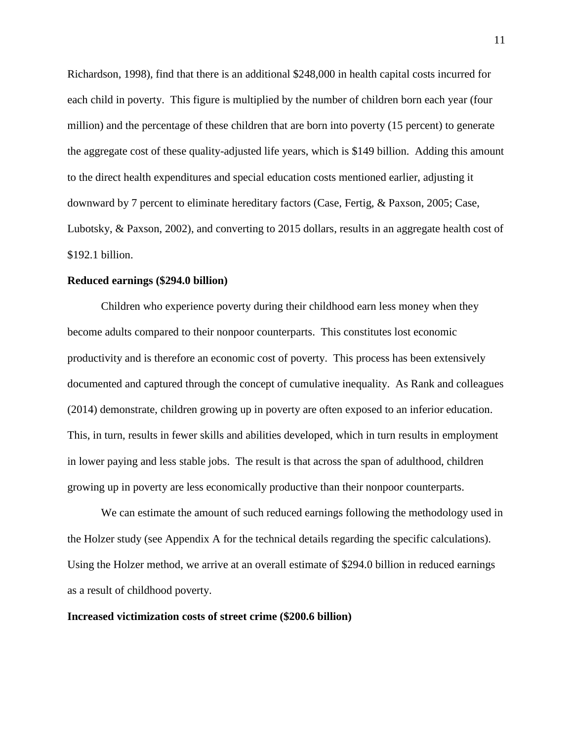Richardson, 1998), find that there is an additional $248,000 in health capital costs incurred for each child in poverty. This figure is multiplied by the number of children born each year (four million) and the percentage of these children that are born into poverty (15 percent) to generate the aggregate cost of these quality-adjusted life years, which is $149 billion. Adding this amount to the direct health expenditures and special education costs mentioned earlier, adjusting it downward by 7 percent to eliminate hereditary factors (Case, Fertig, & Paxson, 2005; Case, Lubotsky, & Paxson, 2002), and converting to 2015 dollars, results in an aggregate health cost of $192.1 billion.

**Reduced earnings ($294.0 billion)**

Children who experience poverty during their childhood earn less money when they become adults compared to their nonpoor counterparts. This constitutes lost economic productivity and is therefore an economic cost of poverty. This process has been extensively documented and captured through the concept of cumulative inequality. As Rank and colleagues (2014) demonstrate, children growing up in poverty are often exposed to an inferior education. This, in turn, results in fewer skills and abilities developed, which in turn results in employment in lower paying and less stable jobs. The result is that across the span of adulthood, children growing up in poverty are less economically productive than their nonpoor counterparts.

We can estimate the amount of such reduced earnings following the methodology used in the Holzer study (see Appendix A for the technical details regarding the specific calculations). Using the Holzer method, we arrive at an overall estimate of $294.0 billion in reduced earnings as a result of childhood poverty.

**Increased victimization costs of street crime ($200.6 billion)**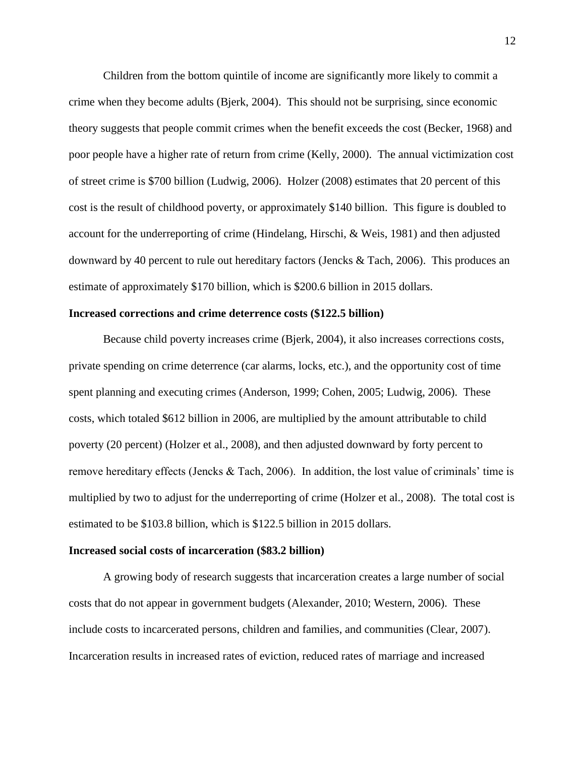Children from the bottom quintile of income are significantly more likely to commit a crime when they become adults (Bjerk, 2004). This should not be surprising, since economic theory suggests that people commit crimes when the benefit exceeds the cost (Becker, 1968) and poor people have a higher rate of return from crime (Kelly, 2000). The annual victimization cost of street crime is $700 billion (Ludwig, 2006). Holzer (2008) estimates that 20 percent of this cost is the result of childhood poverty, or approximately $140 billion. This figure is doubled to account for the underreporting of crime (Hindelang, Hirschi, & Weis, 1981) and then adjusted downward by 40 percent to rule out hereditary factors (Jencks & Tach, 2006). This produces an estimate of approximately $170 billion, which is $200.6 billion in 2015 dollars.

**Increased corrections and crime deterrence costs ($122.5 billion)**

Because child poverty increases crime (Bjerk, 2004), it also increases corrections costs, private spending on crime deterrence (car alarms, locks, etc.), and the opportunity cost of time spent planning and executing crimes (Anderson, 1999; Cohen, 2005; Ludwig, 2006). These costs, which totaled $612 billion in 2006, are multiplied by the amount attributable to child poverty (20 percent) (Holzer et al., 2008), and then adjusted downward by forty percent to remove hereditary effects (Jencks & Tach, 2006). In addition, the lost value of criminals' time is multiplied by two to adjust for the underreporting of crime (Holzer et al., 2008). The total cost is estimated to be $103.8 billion, which is $122.5 billion in 2015 dollars.

**Increased social costs of incarceration ($83.2 billion)**

A growing body of research suggests that incarceration creates a large number of social costs that do not appear in government budgets (Alexander, 2010; Western, 2006). These include costs to incarcerated persons, children and families, and communities (Clear, 2007). Incarceration results in increased rates of eviction, reduced rates of marriage and increased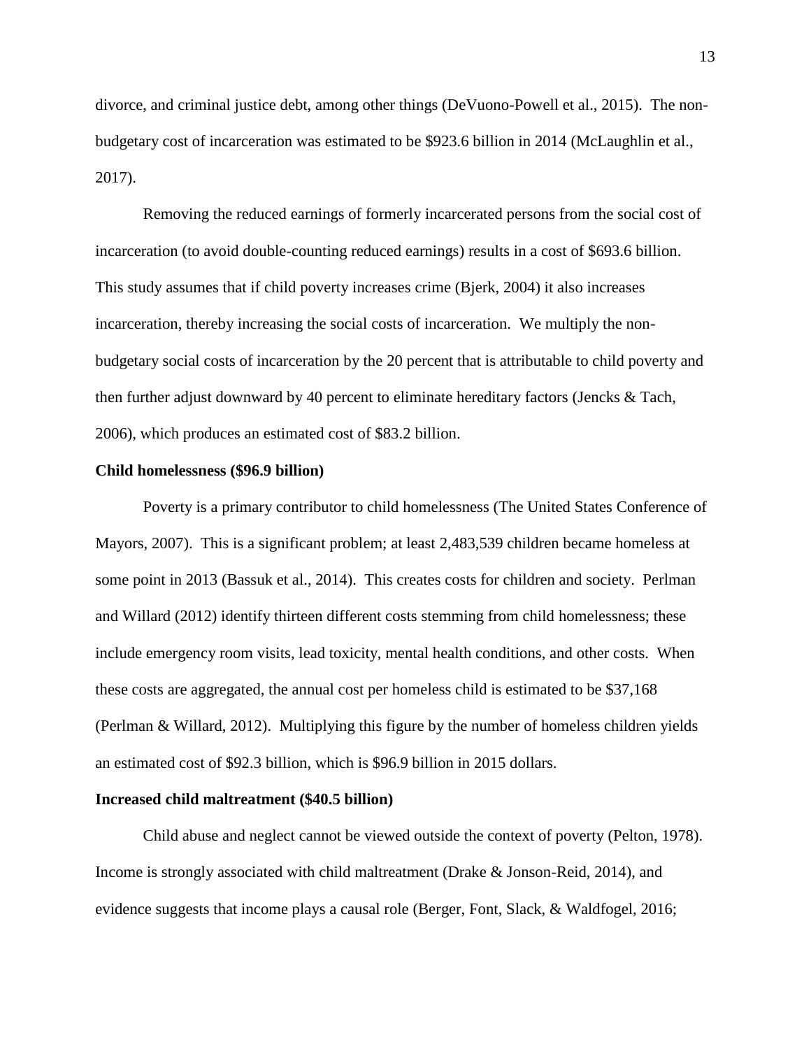divorce, and criminal justice debt, among other things (DeVuono-Powell et al., 2015). The non-budgetary cost of incarceration was estimated to be $923.6 billion in 2014 (McLaughlin et al., 2017).

Removing the reduced earnings of formerly incarcerated persons from the social cost of incarceration (to avoid double-counting reduced earnings) results in a cost of $693.6 billion. This study assumes that if child poverty increases crime (Bjerk, 2004) it also increases incarceration, thereby increasing the social costs of incarceration. We multiply the non-budgetary social costs of incarceration by the 20 percent that is attributable to child poverty and then further adjust downward by 40 percent to eliminate hereditary factors (Jencks & Tach, 2006), which produces an estimated cost of $83.2 billion.

**Child homelessness ($96.9 billion)**

Poverty is a primary contributor to child homelessness (The United States Conference of Mayors, 2007). This is a significant problem; at least 2,483,539 children became homeless at some point in 2013 (Bassuk et al., 2014). This creates costs for children and society. Perlman and Willard (2012) identify thirteen different costs stemming from child homelessness; these include emergency room visits, lead toxicity, mental health conditions, and other costs. When these costs are aggregated, the annual cost per homeless child is estimated to be $37,168 (Perlman & Willard, 2012). Multiplying this figure by the number of homeless children yields an estimated cost of $92.3 billion, which is $96.9 billion in 2015 dollars.

**Increased child maltreatment ($40.5 billion)**

Child abuse and neglect cannot be viewed outside the context of poverty (Pelton, 1978). Income is strongly associated with child maltreatment (Drake & Jonson-Reid, 2014), and evidence suggests that income plays a causal role (Berger, Font, Slack, & Waldfogel, 2016;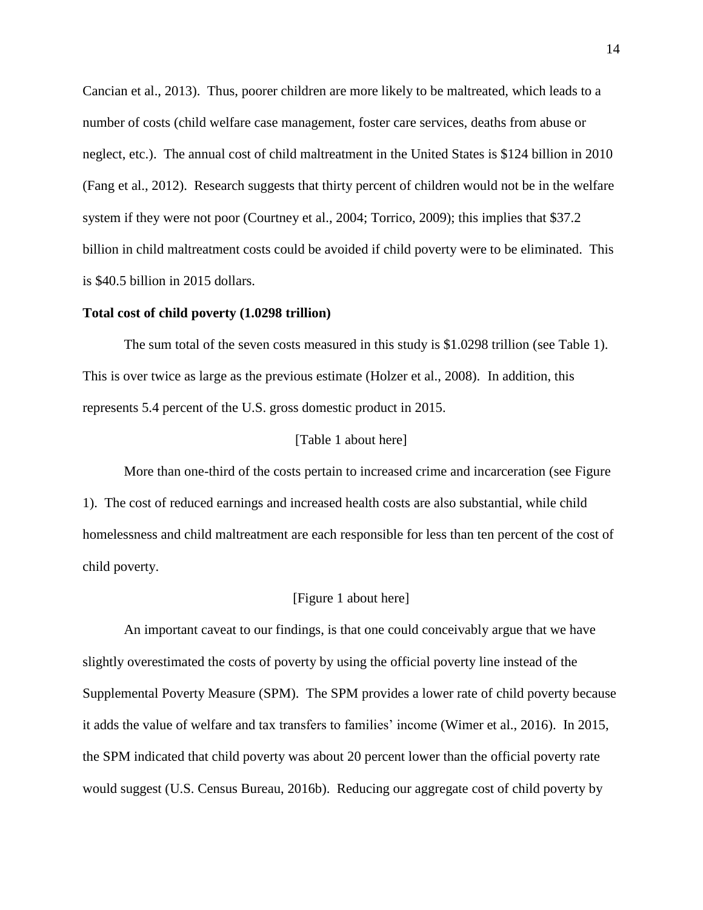Cancian et al., 2013). Thus, poorer children are more likely to be maltreated, which leads to a number of costs (child welfare case management, foster care services, deaths from abuse or neglect, etc.). The annual cost of child maltreatment in the United States is $124 billion in 2010 (Fang et al., 2012). Research suggests that thirty percent of children would not be in the welfare system if they were not poor (Courtney et al., 2004; Torrico, 2009); this implies that $37.2 billion in child maltreatment costs could be avoided if child poverty were to be eliminated. This is $40.5 billion in 2015 dollars.

**Total cost of child poverty (1.0298 trillion)**

The sum total of the seven costs measured in this study is $1.0298 trillion (see Table 1). This is over twice as large as the previous estimate (Holzer et al., 2008). In addition, this represents 5.4 percent of the U.S. gross domestic product in 2015.

[Table 1 about here]

More than one-third of the costs pertain to increased crime and incarceration (see Figure 1). The cost of reduced earnings and increased health costs are also substantial, while child homelessness and child maltreatment are each responsible for less than ten percent of the cost of child poverty.

[Figure 1 about here]

An important caveat to our findings, is that one could conceivably argue that we have slightly overestimated the costs of poverty by using the official poverty line instead of the Supplemental Poverty Measure (SPM). The SPM provides a lower rate of child poverty because it adds the value of welfare and tax transfers to families' income (Wimer et al., 2016). In 2015, the SPM indicated that child poverty was about 20 percent lower than the official poverty rate would suggest (U.S. Census Bureau, 2016b). Reducing our aggregate cost of child poverty by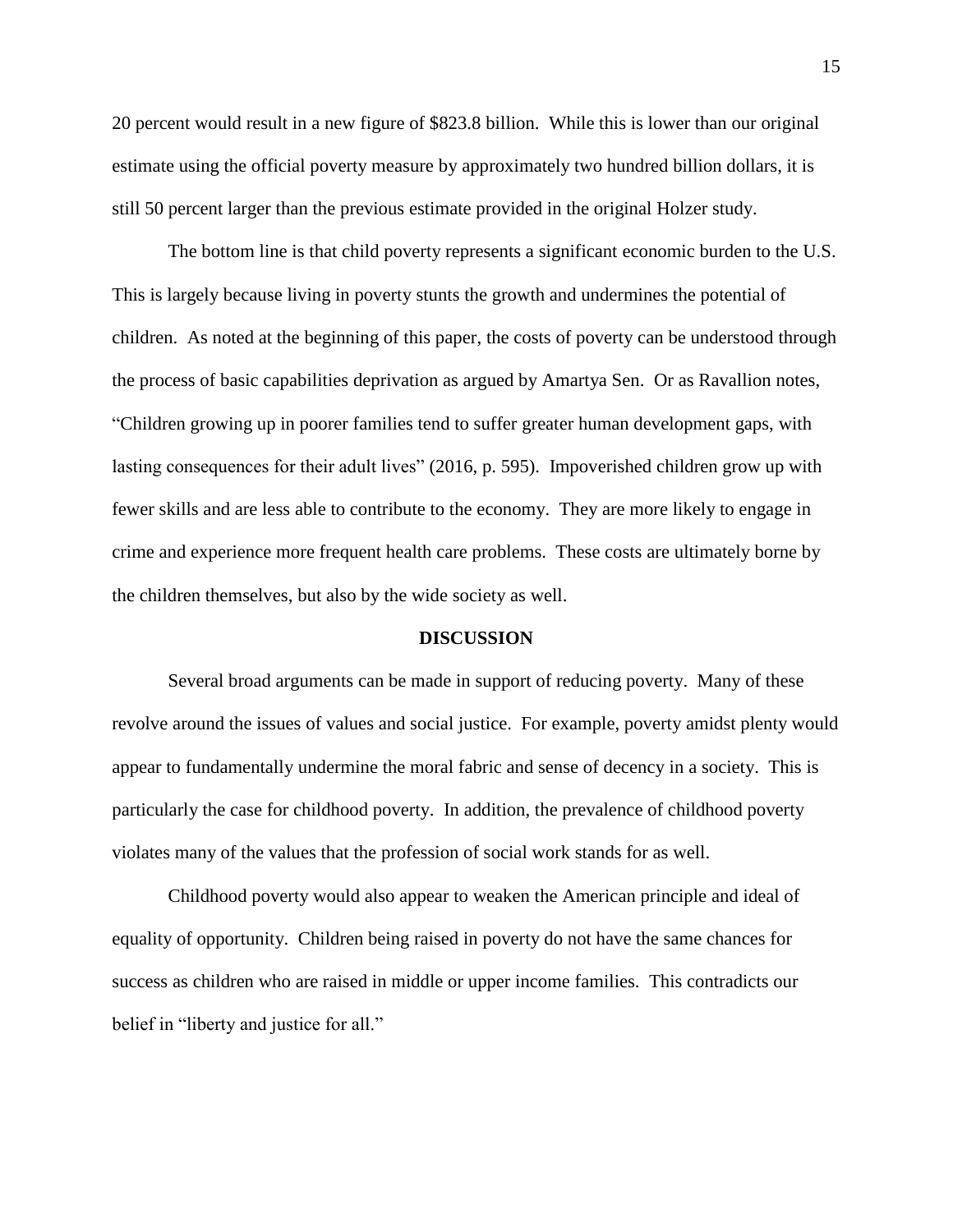20 percent would result in a new figure of $823.8 billion. While this is lower than our original estimate using the official poverty measure by approximately two hundred billion dollars, it is still 50 percent larger than the previous estimate provided in the original Holzer study.

The bottom line is that child poverty represents a significant economic burden to the U.S. This is largely because living in poverty stunts the growth and undermines the potential of children. As noted at the beginning of this paper, the costs of poverty can be understood through the process of basic capabilities deprivation as argued by Amartya Sen. Or as Ravallion notes, "Children growing up in poorer families tend to suffer greater human development gaps, with lasting consequences for their adult lives" (2016, p. 595). Impoverished children grow up with fewer skills and are less able to contribute to the economy. They are more likely to engage in crime and experience more frequent health care problems. These costs are ultimately borne by the children themselves, but also by the wide society as well.

## DISCUSSION

Several broad arguments can be made in support of reducing poverty. Many of these revolve around the issues of values and social justice. For example, poverty amidst plenty would appear to fundamentally undermine the moral fabric and sense of decency in a society. This is particularly the case for childhood poverty. In addition, the prevalence of childhood poverty violates many of the values that the profession of social work stands for as well.

Childhood poverty would also appear to weaken the American principle and ideal of equality of opportunity. Children being raised in poverty do not have the same chances for success as children who are raised in middle or upper income families. This contradicts our belief in "liberty and justice for all."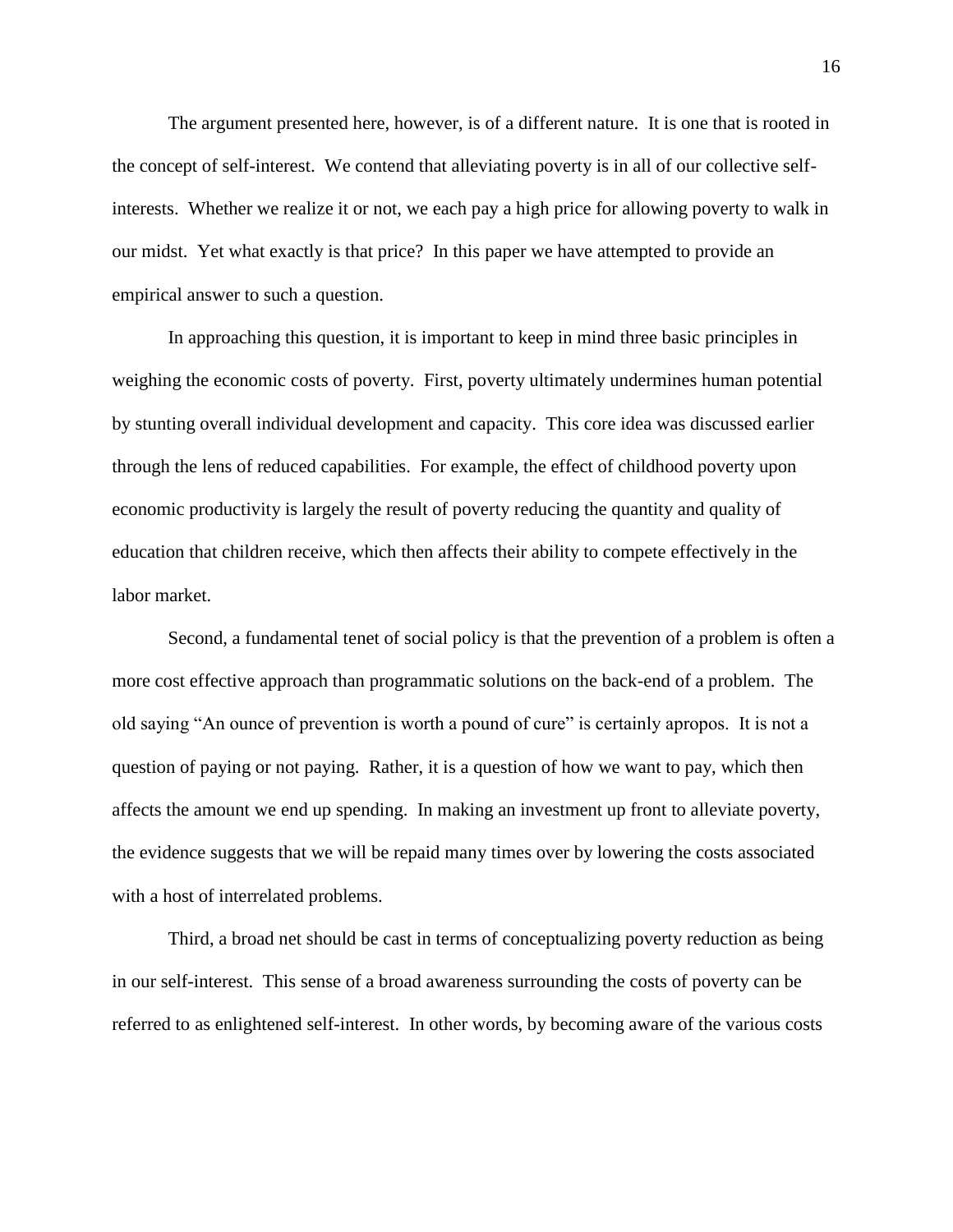The argument presented here, however, is of a different nature. It is one that is rooted in the concept of self-interest. We contend that alleviating poverty is in all of our collective self-interests. Whether we realize it or not, we each pay a high price for allowing poverty to walk in our midst. Yet what exactly is that price? In this paper we have attempted to provide an empirical answer to such a question.

In approaching this question, it is important to keep in mind three basic principles in weighing the economic costs of poverty. First, poverty ultimately undermines human potential by stunting overall individual development and capacity. This core idea was discussed earlier through the lens of reduced capabilities. For example, the effect of childhood poverty upon economic productivity is largely the result of poverty reducing the quantity and quality of education that children receive, which then affects their ability to compete effectively in the labor market.

Second, a fundamental tenet of social policy is that the prevention of a problem is often a more cost effective approach than programmatic solutions on the back-end of a problem. The old saying "An ounce of prevention is worth a pound of cure" is certainly apropos. It is not a question of paying or not paying. Rather, it is a question of how we want to pay, which then affects the amount we end up spending. In making an investment up front to alleviate poverty, the evidence suggests that we will be repaid many times over by lowering the costs associated with a host of interrelated problems.

Third, a broad net should be cast in terms of conceptualizing poverty reduction as being in our self-interest. This sense of a broad awareness surrounding the costs of poverty can be referred to as enlightened self-interest. In other words, by becoming aware of the various costs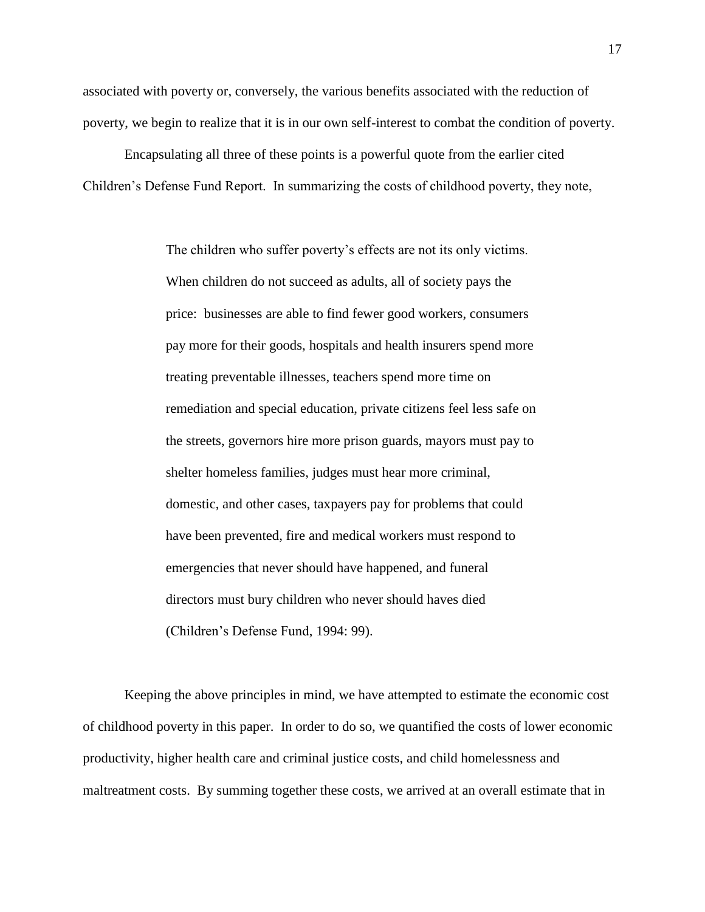associated with poverty or, conversely, the various benefits associated with the reduction of poverty, we begin to realize that it is in our own self-interest to combat the condition of poverty.

Encapsulating all three of these points is a powerful quote from the earlier cited Children's Defense Fund Report. In summarizing the costs of childhood poverty, they note,

> The children who suffer poverty's effects are not its only victims. When children do not succeed as adults, all of society pays the price: businesses are able to find fewer good workers, consumers pay more for their goods, hospitals and health insurers spend more treating preventable illnesses, teachers spend more time on remediation and special education, private citizens feel less safe on the streets, governors hire more prison guards, mayors must pay to shelter homeless families, judges must hear more criminal, domestic, and other cases, taxpayers pay for problems that could have been prevented, fire and medical workers must respond to emergencies that never should have happened, and funeral directors must bury children who never should haves died (Children's Defense Fund, 1994: 99).

Keeping the above principles in mind, we have attempted to estimate the economic cost of childhood poverty in this paper. In order to do so, we quantified the costs of lower economic productivity, higher health care and criminal justice costs, and child homelessness and maltreatment costs. By summing together these costs, we arrived at an overall estimate that in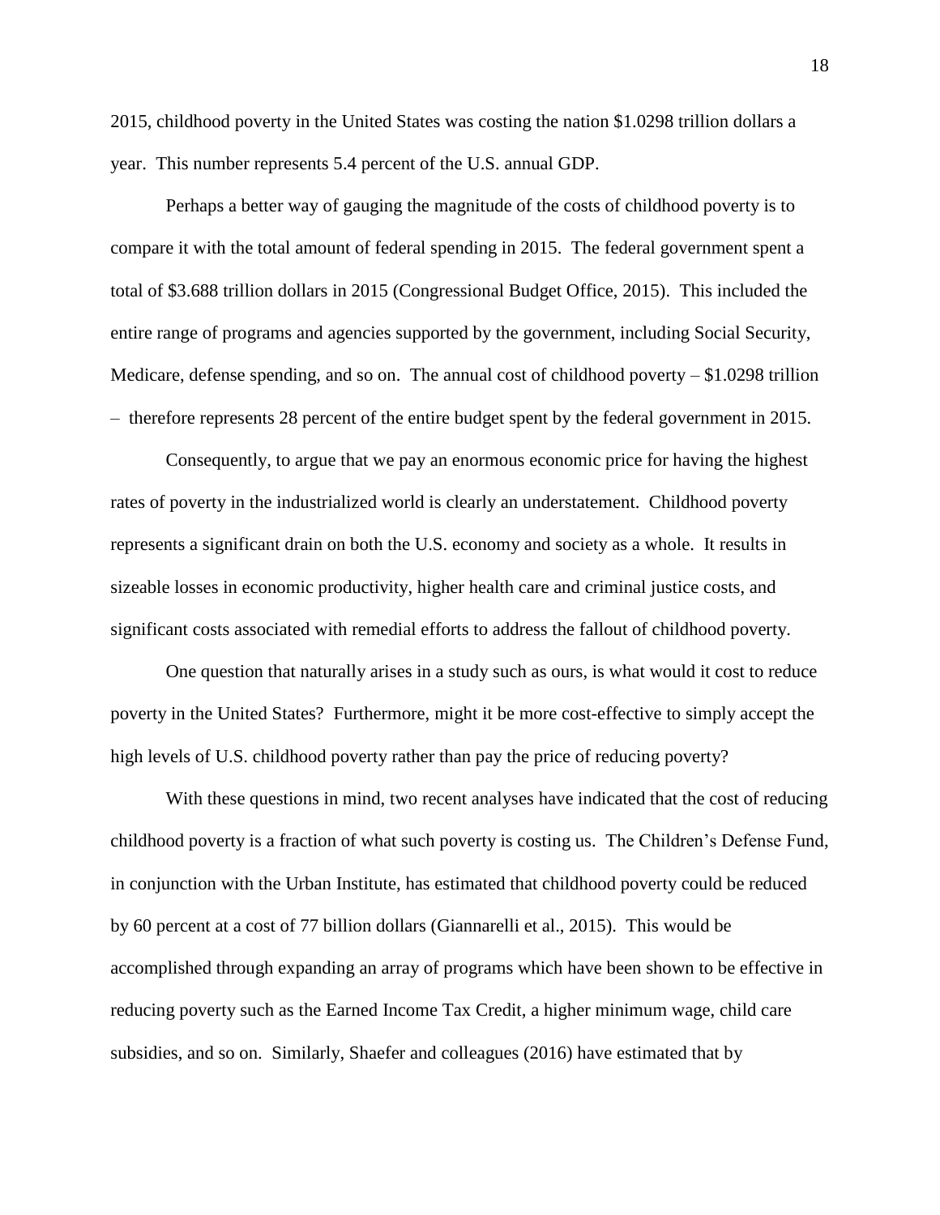2015, childhood poverty in the United States was costing the nation \$1.0298 trillion dollars a year. This number represents 5.4 percent of the U.S. annual GDP.

Perhaps a better way of gauging the magnitude of the costs of childhood poverty is to compare it with the total amount of federal spending in 2015. The federal government spent a total of \$3.688 trillion dollars in 2015 (Congressional Budget Office, 2015). This included the entire range of programs and agencies supported by the government, including Social Security, Medicare, defense spending, and so on. The annual cost of childhood poverty – \$1.0298 trillion – therefore represents 28 percent of the entire budget spent by the federal government in 2015.

Consequently, to argue that we pay an enormous economic price for having the highest rates of poverty in the industrialized world is clearly an understatement. Childhood poverty represents a significant drain on both the U.S. economy and society as a whole. It results in sizeable losses in economic productivity, higher health care and criminal justice costs, and significant costs associated with remedial efforts to address the fallout of childhood poverty.

One question that naturally arises in a study such as ours, is what would it cost to reduce poverty in the United States? Furthermore, might it be more cost-effective to simply accept the high levels of U.S. childhood poverty rather than pay the price of reducing poverty?

With these questions in mind, two recent analyses have indicated that the cost of reducing childhood poverty is a fraction of what such poverty is costing us. The Children's Defense Fund, in conjunction with the Urban Institute, has estimated that childhood poverty could be reduced by 60 percent at a cost of 77 billion dollars (Giannarelli et al., 2015). This would be accomplished through expanding an array of programs which have been shown to be effective in reducing poverty such as the Earned Income Tax Credit, a higher minimum wage, child care subsidies, and so on. Similarly, Shaefer and colleagues (2016) have estimated that by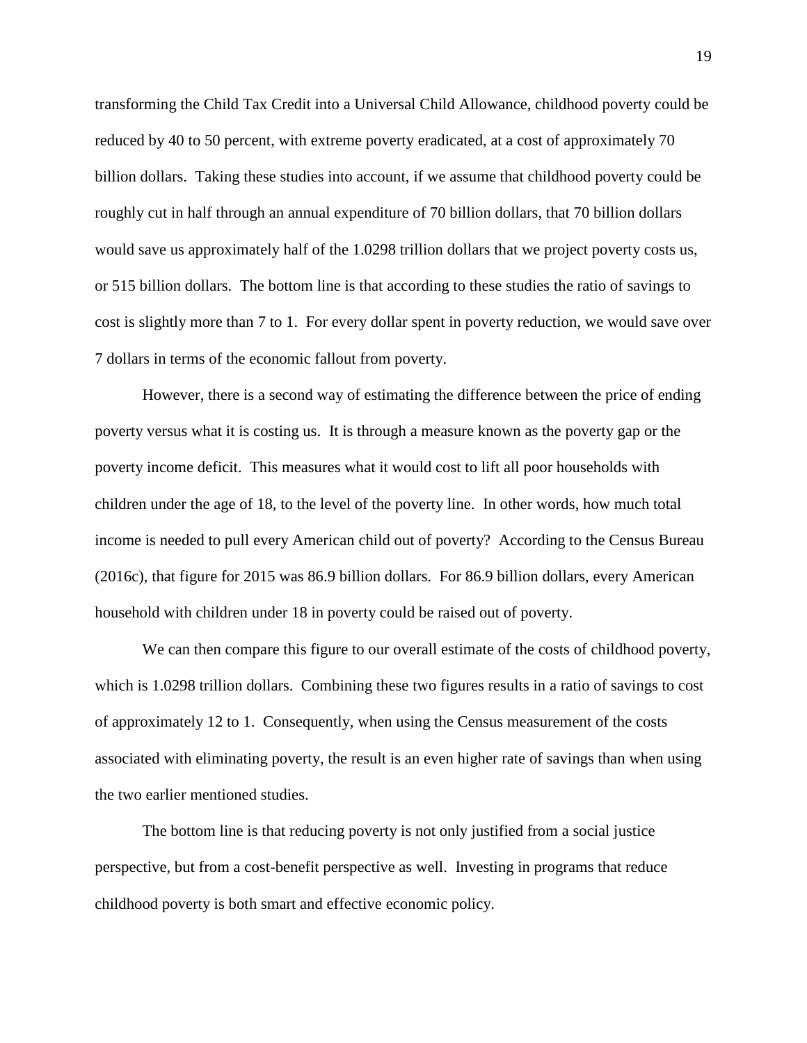transforming the Child Tax Credit into a Universal Child Allowance, childhood poverty could be reduced by 40 to 50 percent, with extreme poverty eradicated, at a cost of approximately 70 billion dollars. Taking these studies into account, if we assume that childhood poverty could be roughly cut in half through an annual expenditure of 70 billion dollars, that 70 billion dollars would save us approximately half of the 1.0298 trillion dollars that we project poverty costs us, or 515 billion dollars. The bottom line is that according to these studies the ratio of savings to cost is slightly more than 7 to 1. For every dollar spent in poverty reduction, we would save over 7 dollars in terms of the economic fallout from poverty.

However, there is a second way of estimating the difference between the price of ending poverty versus what it is costing us. It is through a measure known as the poverty gap or the poverty income deficit. This measures what it would cost to lift all poor households with children under the age of 18, to the level of the poverty line. In other words, how much total income is needed to pull every American child out of poverty? According to the Census Bureau (2016c), that figure for 2015 was 86.9 billion dollars. For 86.9 billion dollars, every American household with children under 18 in poverty could be raised out of poverty.

We can then compare this figure to our overall estimate of the costs of childhood poverty, which is 1.0298 trillion dollars. Combining these two figures results in a ratio of savings to cost of approximately 12 to 1. Consequently, when using the Census measurement of the costs associated with eliminating poverty, the result is an even higher rate of savings than when using the two earlier mentioned studies.

The bottom line is that reducing poverty is not only justified from a social justice perspective, but from a cost-benefit perspective as well. Investing in programs that reduce childhood poverty is both smart and effective economic policy.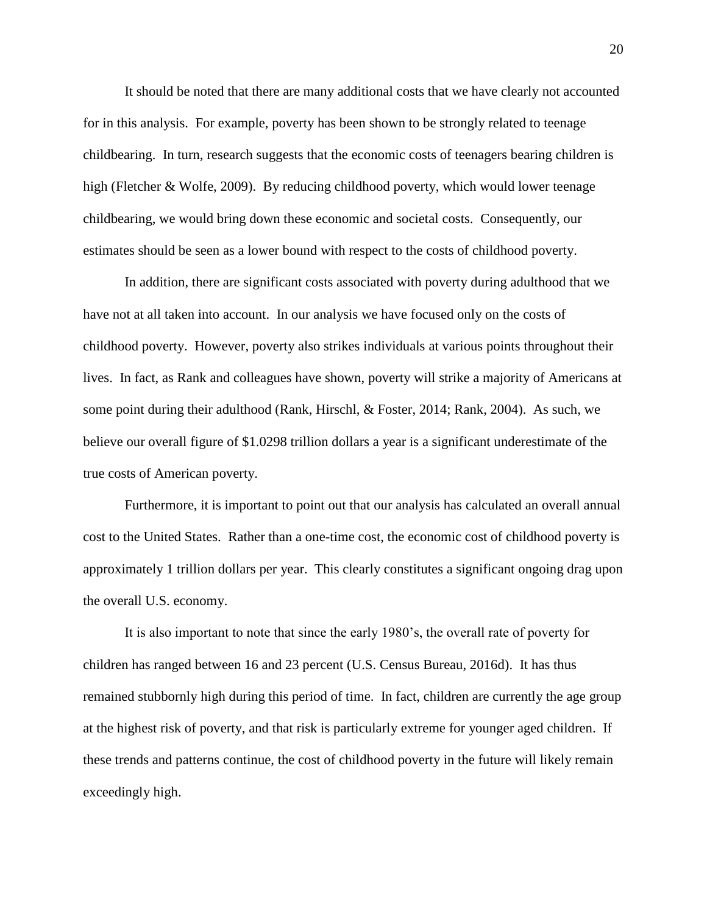It should be noted that there are many additional costs that we have clearly not accounted for in this analysis. For example, poverty has been shown to be strongly related to teenage childbearing. In turn, research suggests that the economic costs of teenagers bearing children is high (Fletcher & Wolfe, 2009). By reducing childhood poverty, which would lower teenage childbearing, we would bring down these economic and societal costs. Consequently, our estimates should be seen as a lower bound with respect to the costs of childhood poverty.

In addition, there are significant costs associated with poverty during adulthood that we have not at all taken into account. In our analysis we have focused only on the costs of childhood poverty. However, poverty also strikes individuals at various points throughout their lives. In fact, as Rank and colleagues have shown, poverty will strike a majority of Americans at some point during their adulthood (Rank, Hirschl, & Foster, 2014; Rank, 2004). As such, we believe our overall figure of $1.0298 trillion dollars a year is a significant underestimate of the true costs of American poverty.

Furthermore, it is important to point out that our analysis has calculated an overall annual cost to the United States. Rather than a one-time cost, the economic cost of childhood poverty is approximately 1 trillion dollars per year. This clearly constitutes a significant ongoing drag upon the overall U.S. economy.

It is also important to note that since the early 1980's, the overall rate of poverty for children has ranged between 16 and 23 percent (U.S. Census Bureau, 2016d). It has thus remained stubbornly high during this period of time. In fact, children are currently the age group at the highest risk of poverty, and that risk is particularly extreme for younger aged children. If these trends and patterns continue, the cost of childhood poverty in the future will likely remain exceedingly high.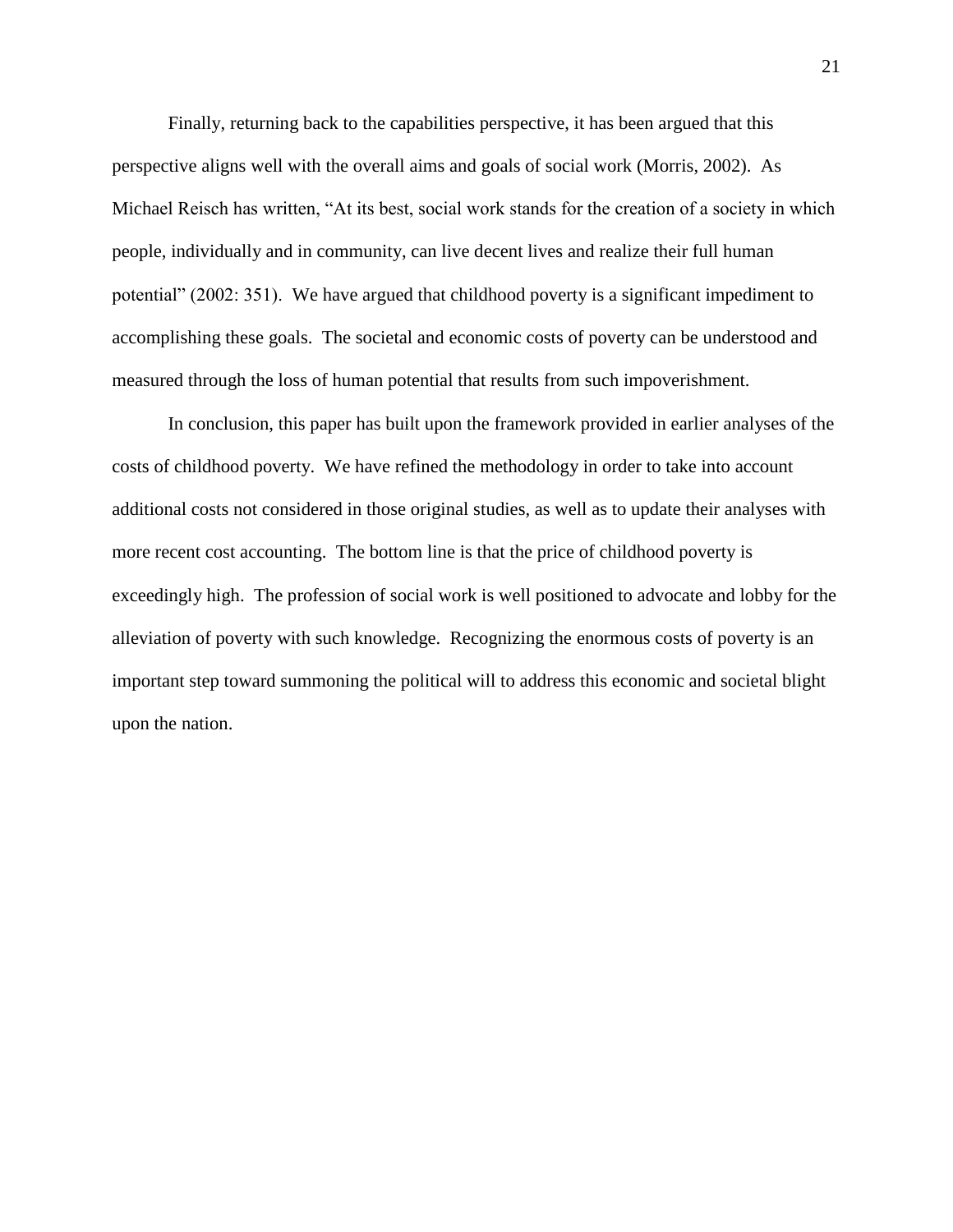Finally, returning back to the capabilities perspective, it has been argued that this perspective aligns well with the overall aims and goals of social work (Morris, 2002). As Michael Reisch has written, "At its best, social work stands for the creation of a society in which people, individually and in community, can live decent lives and realize their full human potential" (2002: 351). We have argued that childhood poverty is a significant impediment to accomplishing these goals. The societal and economic costs of poverty can be understood and measured through the loss of human potential that results from such impoverishment.

In conclusion, this paper has built upon the framework provided in earlier analyses of the costs of childhood poverty. We have refined the methodology in order to take into account additional costs not considered in those original studies, as well as to update their analyses with more recent cost accounting. The bottom line is that the price of childhood poverty is exceedingly high. The profession of social work is well positioned to advocate and lobby for the alleviation of poverty with such knowledge. Recognizing the enormous costs of poverty is an important step toward summoning the political will to address this economic and societal blight upon the nation.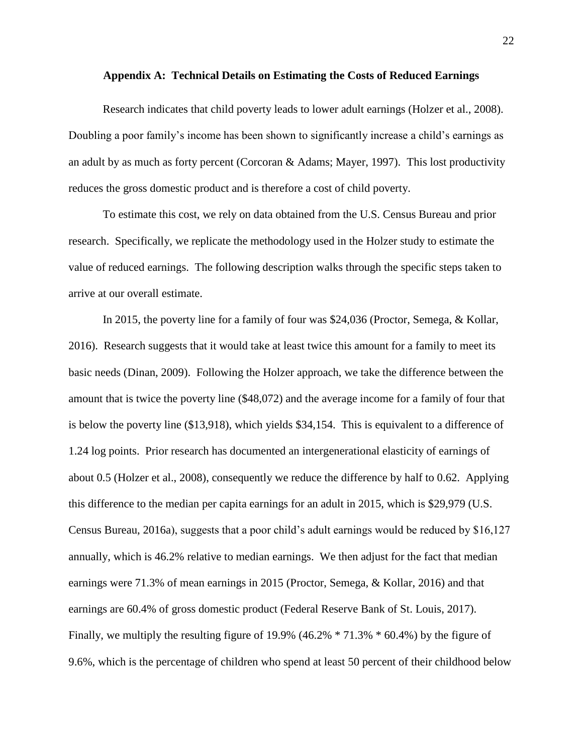## Appendix A: Technical Details on Estimating the Costs of Reduced Earnings

Research indicates that child poverty leads to lower adult earnings (Holzer et al., 2008). Doubling a poor family's income has been shown to significantly increase a child's earnings as an adult by as much as forty percent (Corcoran & Adams; Mayer, 1997). This lost productivity reduces the gross domestic product and is therefore a cost of child poverty.

To estimate this cost, we rely on data obtained from the U.S. Census Bureau and prior research. Specifically, we replicate the methodology used in the Holzer study to estimate the value of reduced earnings. The following description walks through the specific steps taken to arrive at our overall estimate.

In 2015, the poverty line for a family of four was $24,036 (Proctor, Semega, & Kollar, 2016). Research suggests that it would take at least twice this amount for a family to meet its basic needs (Dinan, 2009). Following the Holzer approach, we take the difference between the amount that is twice the poverty line ($48,072) and the average income for a family of four that is below the poverty line ($13,918), which yields $34,154. This is equivalent to a difference of 1.24 log points. Prior research has documented an intergenerational elasticity of earnings of about 0.5 (Holzer et al., 2008), consequently we reduce the difference by half to 0.62. Applying this difference to the median per capita earnings for an adult in 2015, which is $29,979 (U.S. Census Bureau, 2016a), suggests that a poor child's adult earnings would be reduced by $16,127 annually, which is 46.2% relative to median earnings. We then adjust for the fact that median earnings were 71.3% of mean earnings in 2015 (Proctor, Semega, & Kollar, 2016) and that earnings are 60.4% of gross domestic product (Federal Reserve Bank of St. Louis, 2017). Finally, we multiply the resulting figure of 19.9% (46.2% * 71.3% * 60.4%) by the figure of 9.6%, which is the percentage of children who spend at least 50 percent of their childhood below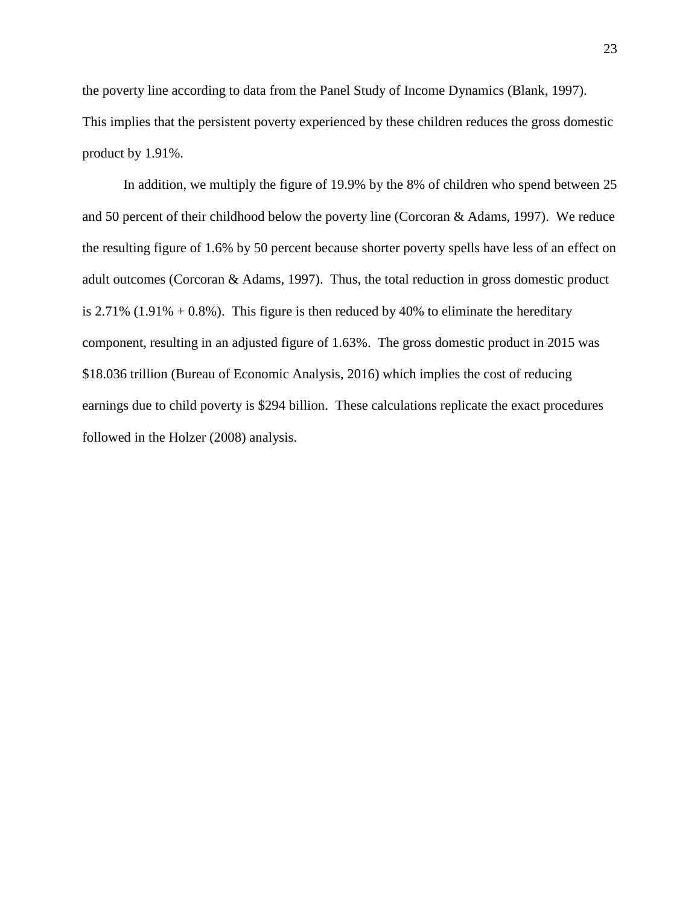the poverty line according to data from the Panel Study of Income Dynamics (Blank, 1997). This implies that the persistent poverty experienced by these children reduces the gross domestic product by 1.91%.

In addition, we multiply the figure of 19.9% by the 8% of children who spend between 25 and 50 percent of their childhood below the poverty line (Corcoran & Adams, 1997). We reduce the resulting figure of 1.6% by 50 percent because shorter poverty spells have less of an effect on adult outcomes (Corcoran & Adams, 1997). Thus, the total reduction in gross domestic product is 2.71% (1.91% + 0.8%). This figure is then reduced by 40% to eliminate the hereditary component, resulting in an adjusted figure of 1.63%. The gross domestic product in 2015 was $18.036 trillion (Bureau of Economic Analysis, 2016) which implies the cost of reducing earnings due to child poverty is $294 billion. These calculations replicate the exact procedures followed in the Holzer (2008) analysis.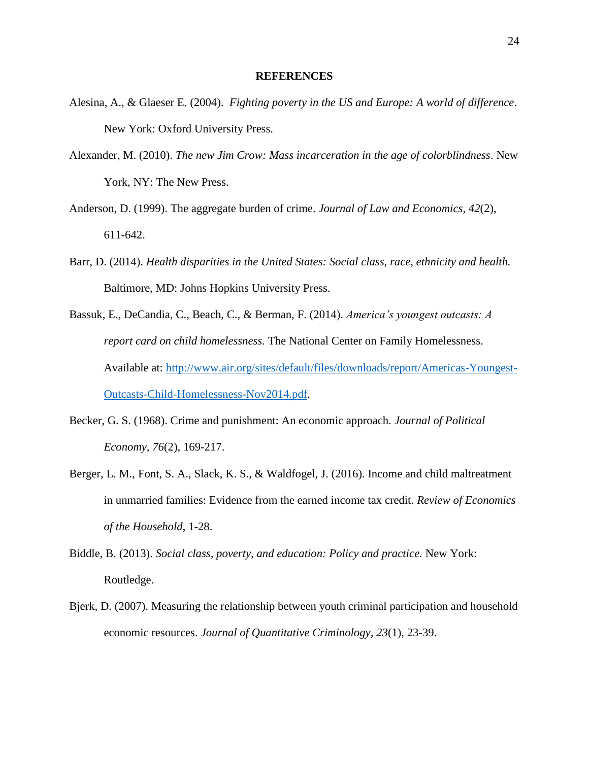## REFERENCES

Alesina, A., & Glaeser E. (2004). *Fighting poverty in the US and Europe: A world of difference*. New York: Oxford University Press.

Alexander, M. (2010). *The new Jim Crow: Mass incarceration in the age of colorblindness*. New York, NY: The New Press.

Anderson, D. (1999). The aggregate burden of crime. *Journal of Law and Economics*, *42*(2), 611-642.

Barr, D. (2014). *Health disparities in the United States: Social class, race, ethnicity and health.* Baltimore, MD: Johns Hopkins University Press.

Bassuk, E., DeCandia, C., Beach, C., & Berman, F. (2014). *America's youngest outcasts: A report card on child homelessness.* The National Center on Family Homelessness. Available at: [http://www.air.org/sites/default/files/downloads/report/Americas-Youngest-Outcasts-Child-Homelessness-Nov2014.pdf](http://www.air.org/sites/default/files/downloads/report/Americas-Youngest-Outcasts-Child-Homelessness-Nov2014.pdf).

Becker, G. S. (1968). Crime and punishment: An economic approach. *Journal of Political Economy, 76*(2), 169-217.

Berger, L. M., Font, S. A., Slack, K. S., & Waldfogel, J. (2016). Income and child maltreatment in unmarried families: Evidence from the earned income tax credit. *Review of Economics of the Household*, 1-28.

Biddle, B. (2013). *Social class, poverty, and education: Policy and practice.* New York: Routledge.

Bjerk, D. (2007). Measuring the relationship between youth criminal participation and household economic resources. *Journal of Quantitative Criminology, 23*(1), 23-39.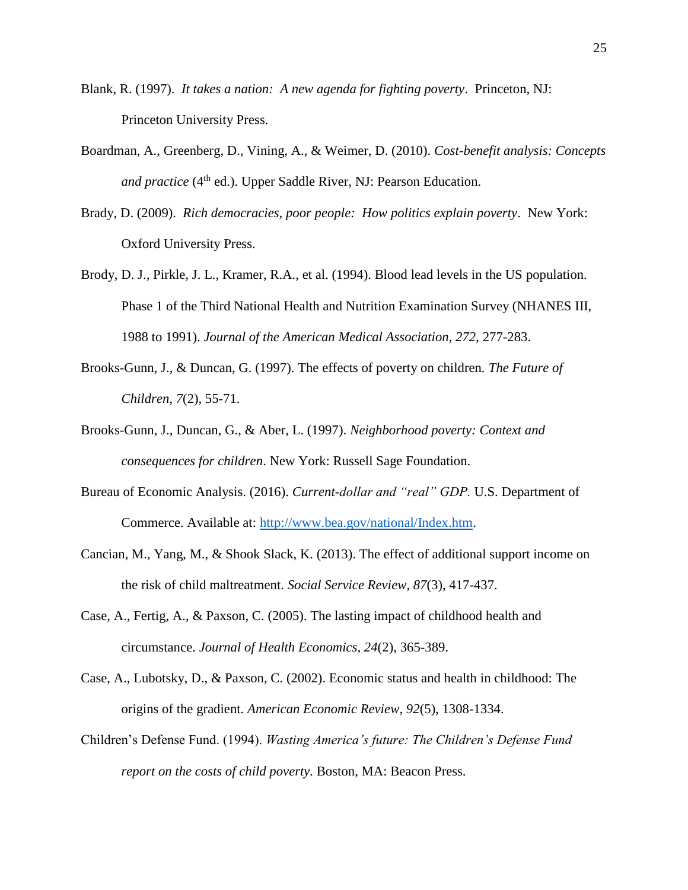Blank, R. (1997). *It takes a nation: A new agenda for fighting poverty*. Princeton, NJ: Princeton University Press.

Boardman, A., Greenberg, D., Vining, A., & Weimer, D. (2010). *Cost-benefit analysis: Concepts and practice* (4th ed.). Upper Saddle River, NJ: Pearson Education.

Brady, D. (2009). *Rich democracies, poor people: How politics explain poverty*. New York: Oxford University Press.

Brody, D. J., Pirkle, J. L., Kramer, R.A., et al. (1994). Blood lead levels in the US population. Phase 1 of the Third National Health and Nutrition Examination Survey (NHANES III, 1988 to 1991). *Journal of the American Medical Association, 272*, 277-283.

Brooks-Gunn, J., & Duncan, G. (1997). The effects of poverty on children. *The Future of Children, 7*(2), 55-71.

Brooks-Gunn, J., Duncan, G., & Aber, L. (1997). *Neighborhood poverty: Context and consequences for children*. New York: Russell Sage Foundation.

Bureau of Economic Analysis. (2016). *Current-dollar and "real" GDP.* U.S. Department of Commerce. Available at: http://www.bea.gov/national/Index.htm.

Cancian, M., Yang, M., & Shook Slack, K. (2013). The effect of additional support income on the risk of child maltreatment. *Social Service Review, 87*(3), 417-437.

Case, A., Fertig, A., & Paxson, C. (2005). The lasting impact of childhood health and circumstance. *Journal of Health Economics, 24*(2), 365-389.

Case, A., Lubotsky, D., & Paxson, C. (2002). Economic status and health in childhood: The origins of the gradient. *American Economic Review, 92*(5), 1308-1334.

Children's Defense Fund. (1994). *Wasting America's future: The Children's Defense Fund report on the costs of child poverty.* Boston, MA: Beacon Press.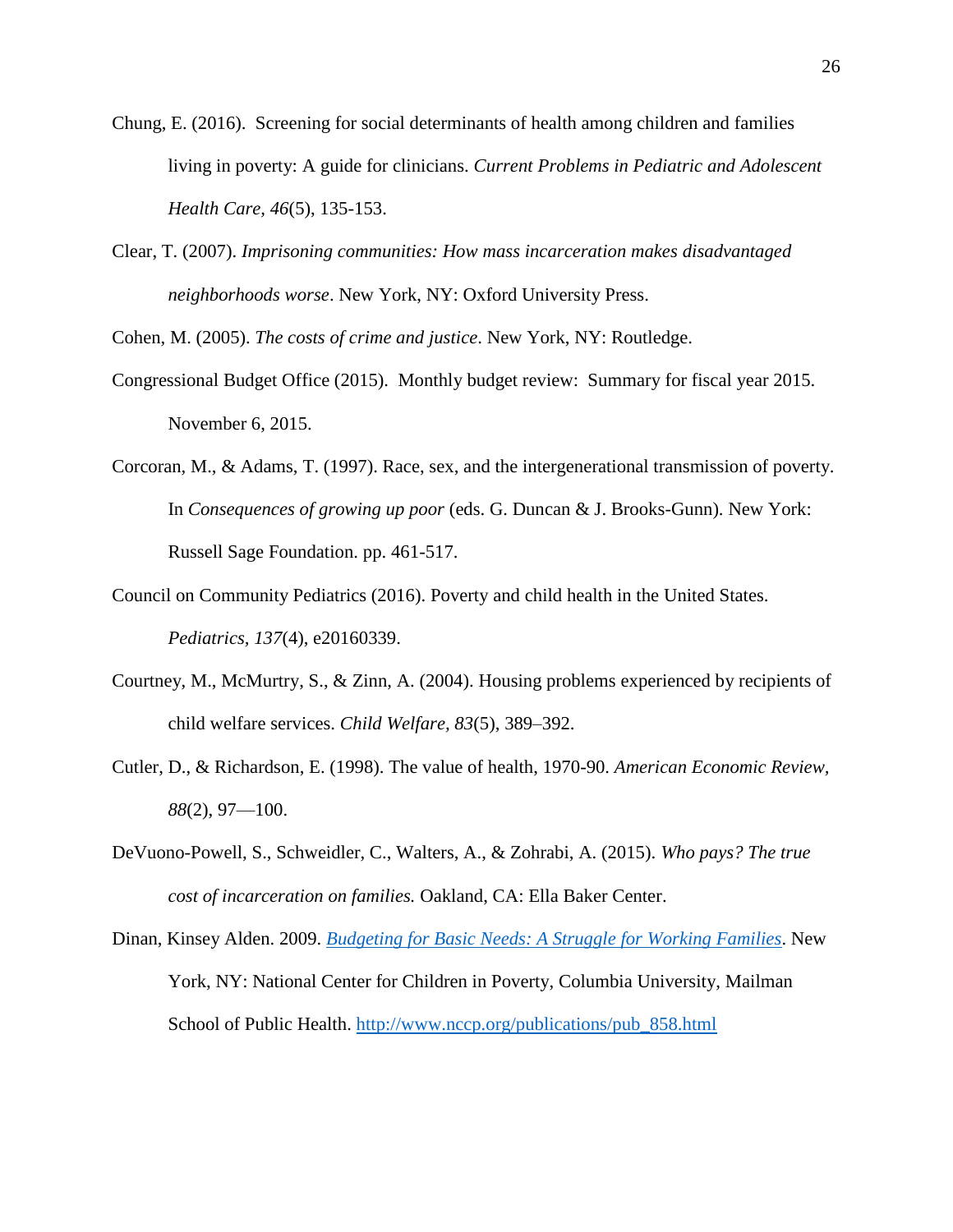Chung, E. (2016). Screening for social determinants of health among children and families living in poverty: A guide for clinicians. *Current Problems in Pediatric and Adolescent Health Care, 46*(5), 135-153.

Clear, T. (2007). *Imprisoning communities: How mass incarceration makes disadvantaged neighborhoods worse*. New York, NY: Oxford University Press.

Cohen, M. (2005). *The costs of crime and justice*. New York, NY: Routledge.

Congressional Budget Office (2015). Monthly budget review: Summary for fiscal year 2015. November 6, 2015.

Corcoran, M., & Adams, T. (1997). Race, sex, and the intergenerational transmission of poverty. In *Consequences of growing up poor* (eds. G. Duncan & J. Brooks-Gunn). New York: Russell Sage Foundation. pp. 461-517.

Council on Community Pediatrics (2016). Poverty and child health in the United States. *Pediatrics, 137*(4), e20160339.

Courtney, M., McMurtry, S., & Zinn, A. (2004). Housing problems experienced by recipients of child welfare services. *Child Welfare, 83*(5), 389–392.

Cutler, D., & Richardson, E. (1998). The value of health, 1970-90. *American Economic Review, 88*(2), 97—100.

DeVuono-Powell, S., Schweidler, C., Walters, A., & Zohrabi, A. (2015). *Who pays? The true cost of incarceration on families.* Oakland, CA: Ella Baker Center.

Dinan, Kinsey Alden. 2009. [*Budgeting for Basic Needs: A Struggle for Working Families*](http://www.nccp.org/publications/pub_858.html). New York, NY: National Center for Children in Poverty, Columbia University, Mailman School of Public Health. http://www.nccp.org/publications/pub_858.html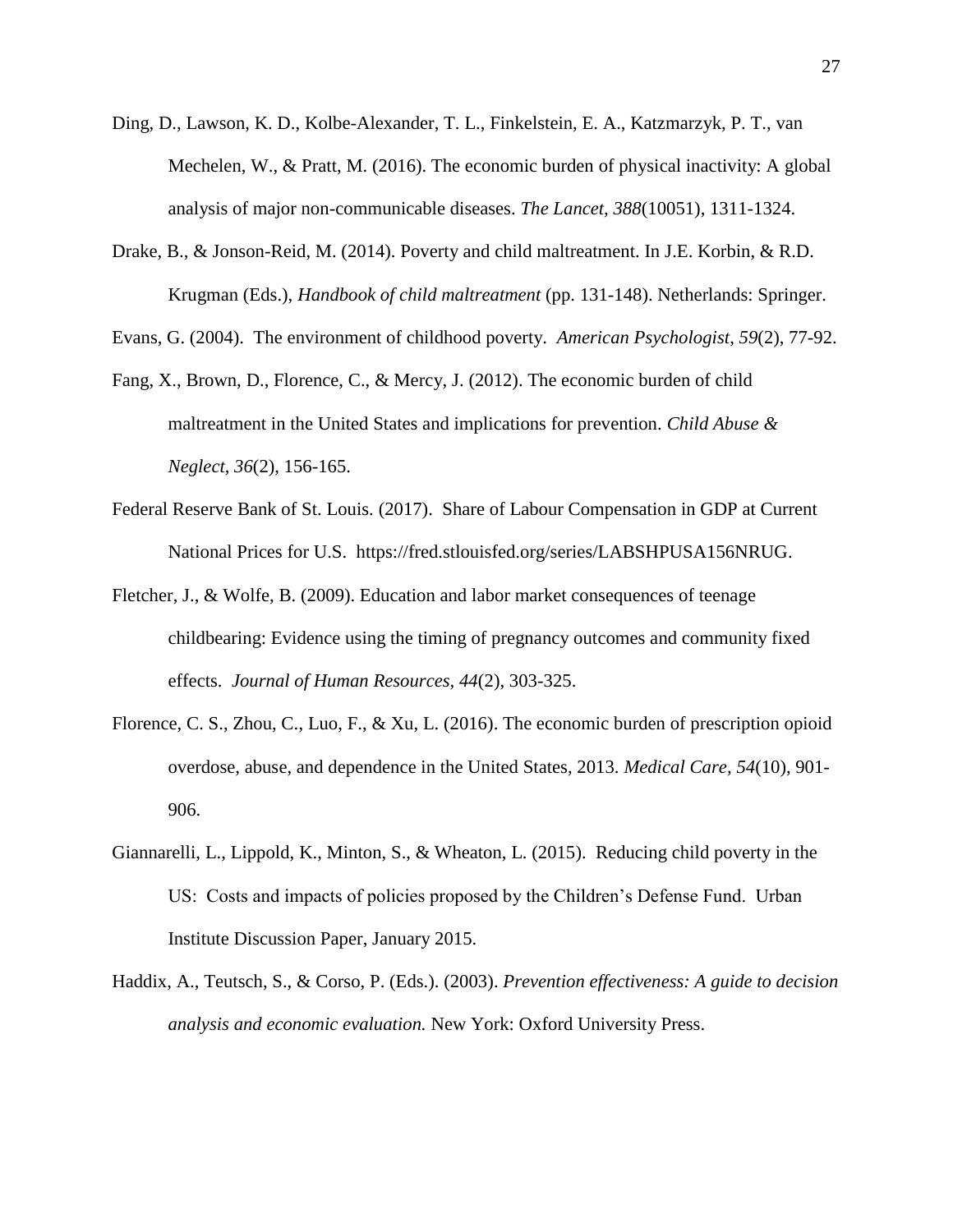Ding, D., Lawson, K. D., Kolbe-Alexander, T. L., Finkelstein, E. A., Katzmarzyk, P. T., van Mechelen, W., & Pratt, M. (2016). The economic burden of physical inactivity: A global analysis of major non-communicable diseases. *The Lancet, 388*(10051), 1311-1324.

Drake, B., & Jonson-Reid, M. (2014). Poverty and child maltreatment. In J.E. Korbin, & R.D. Krugman (Eds.), *Handbook of child maltreatment* (pp. 131-148). Netherlands: Springer.

Evans, G. (2004). The environment of childhood poverty. *American Psychologist*, *59*(2), 77-92.

Fang, X., Brown, D., Florence, C., & Mercy, J. (2012). The economic burden of child maltreatment in the United States and implications for prevention. *Child Abuse & Neglect, 36*(2), 156-165.

Federal Reserve Bank of St. Louis. (2017). Share of Labour Compensation in GDP at Current National Prices for U.S. https://fred.stlouisfed.org/series/LABSHPUSA156NRUG.

Fletcher, J., & Wolfe, B. (2009). Education and labor market consequences of teenage childbearing: Evidence using the timing of pregnancy outcomes and community fixed effects. *Journal of Human Resources, 44*(2), 303-325.

Florence, C. S., Zhou, C., Luo, F., & Xu, L. (2016). The economic burden of prescription opioid overdose, abuse, and dependence in the United States, 2013. *Medical Care, 54*(10), 901-906.

Giannarelli, L., Lippold, K., Minton, S., & Wheaton, L. (2015). Reducing child poverty in the US: Costs and impacts of policies proposed by the Children's Defense Fund. Urban Institute Discussion Paper, January 2015.

Haddix, A., Teutsch, S., & Corso, P. (Eds.). (2003). *Prevention effectiveness: A guide to decision analysis and economic evaluation.* New York: Oxford University Press.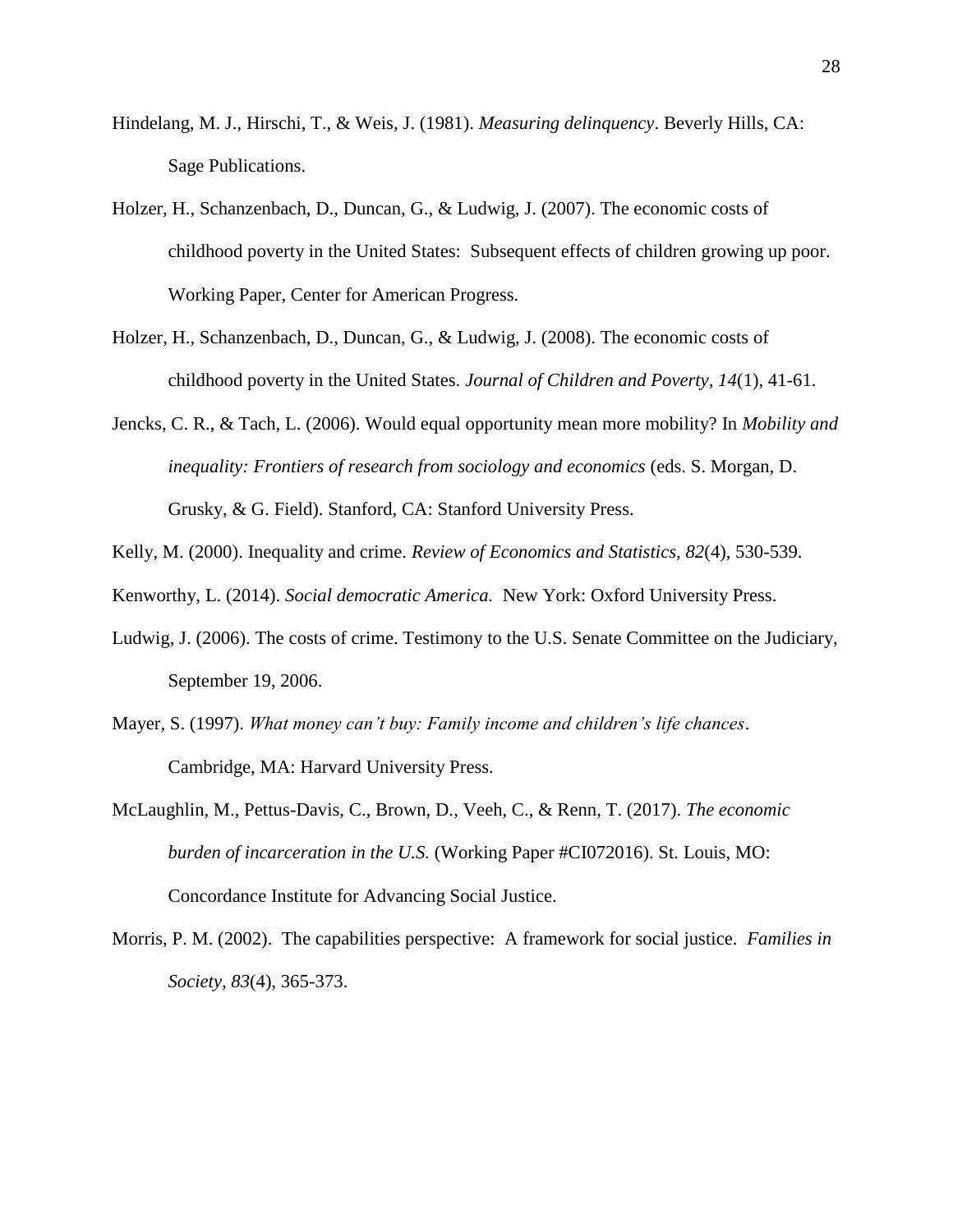Hindelang, M. J., Hirschi, T., & Weis, J. (1981). *Measuring delinquency*. Beverly Hills, CA: Sage Publications.

Holzer, H., Schanzenbach, D., Duncan, G., & Ludwig, J. (2007). The economic costs of childhood poverty in the United States: Subsequent effects of children growing up poor. Working Paper, Center for American Progress.

Holzer, H., Schanzenbach, D., Duncan, G., & Ludwig, J. (2008). The economic costs of childhood poverty in the United States. *Journal of Children and Poverty, 14*(1), 41-61.

Jencks, C. R., & Tach, L. (2006). Would equal opportunity mean more mobility? In *Mobility and inequality: Frontiers of research from sociology and economics* (eds. S. Morgan, D. Grusky, & G. Field). Stanford, CA: Stanford University Press.

Kelly, M. (2000). Inequality and crime. *Review of Economics and Statistics, 82*(4), 530-539.

Kenworthy, L. (2014). *Social democratic America.* New York: Oxford University Press.

Ludwig, J. (2006). The costs of crime. Testimony to the U.S. Senate Committee on the Judiciary, September 19, 2006.

Mayer, S. (1997). *What money can't buy: Family income and children's life chances*. Cambridge, MA: Harvard University Press.

McLaughlin, M., Pettus-Davis, C., Brown, D., Veeh, C., & Renn, T. (2017). *The economic burden of incarceration in the U.S.* (Working Paper #CI072016). St. Louis, MO: Concordance Institute for Advancing Social Justice.

Morris, P. M. (2002). The capabilities perspective: A framework for social justice. *Families in Society, 83*(4), 365-373.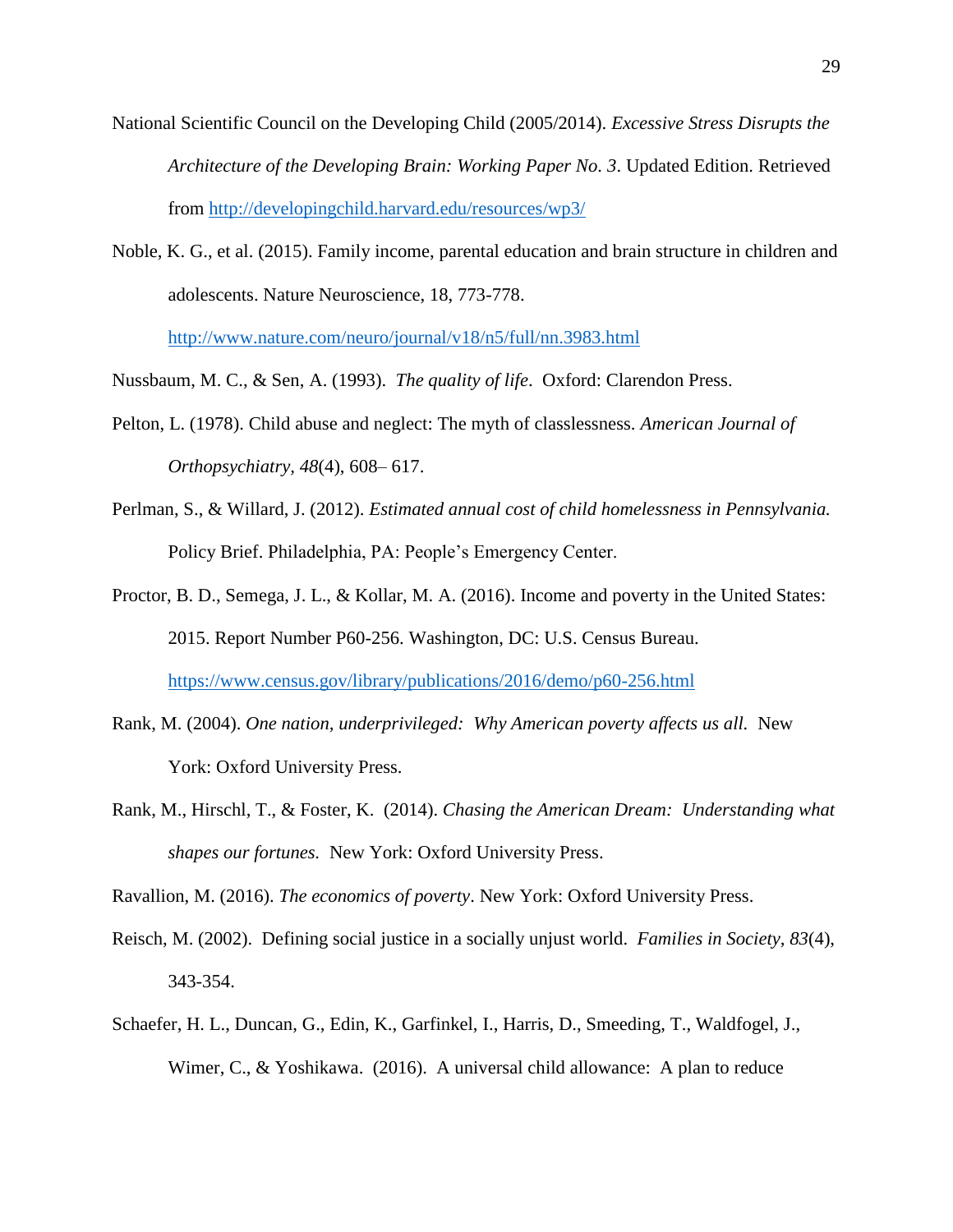National Scientific Council on the Developing Child (2005/2014). *Excessive Stress Disrupts the Architecture of the Developing Brain: Working Paper No. 3*. Updated Edition. Retrieved from http://developingchild.harvard.edu/resources/wp3/

Noble, K. G., et al. (2015). Family income, parental education and brain structure in children and adolescents. Nature Neuroscience, 18, 773-778. http://www.nature.com/neuro/journal/v18/n5/full/nn.3983.html

Nussbaum, M. C., & Sen, A. (1993). *The quality of life*. Oxford: Clarendon Press.

Pelton, L. (1978). Child abuse and neglect: The myth of classlessness. *American Journal of Orthopsychiatry, 48*(4), 608– 617.

Perlman, S., & Willard, J. (2012). *Estimated annual cost of child homelessness in Pennsylvania.* Policy Brief. Philadelphia, PA: People's Emergency Center.

Proctor, B. D., Semega, J. L., & Kollar, M. A. (2016). Income and poverty in the United States: 2015. Report Number P60-256. Washington, DC: U.S. Census Bureau. https://www.census.gov/library/publications/2016/demo/p60-256.html

Rank, M. (2004). *One nation, underprivileged: Why American poverty affects us all.* New York: Oxford University Press.

Rank, M., Hirschl, T., & Foster, K. (2014). *Chasing the American Dream: Understanding what shapes our fortunes.* New York: Oxford University Press.

Ravallion, M. (2016). *The economics of poverty*. New York: Oxford University Press.

Reisch, M. (2002). Defining social justice in a socially unjust world. *Families in Society, 83*(4), 343-354.

Schaefer, H. L., Duncan, G., Edin, K., Garfinkel, I., Harris, D., Smeeding, T., Waldfogel, J., Wimer, C., & Yoshikawa. (2016). A universal child allowance: A plan to reduce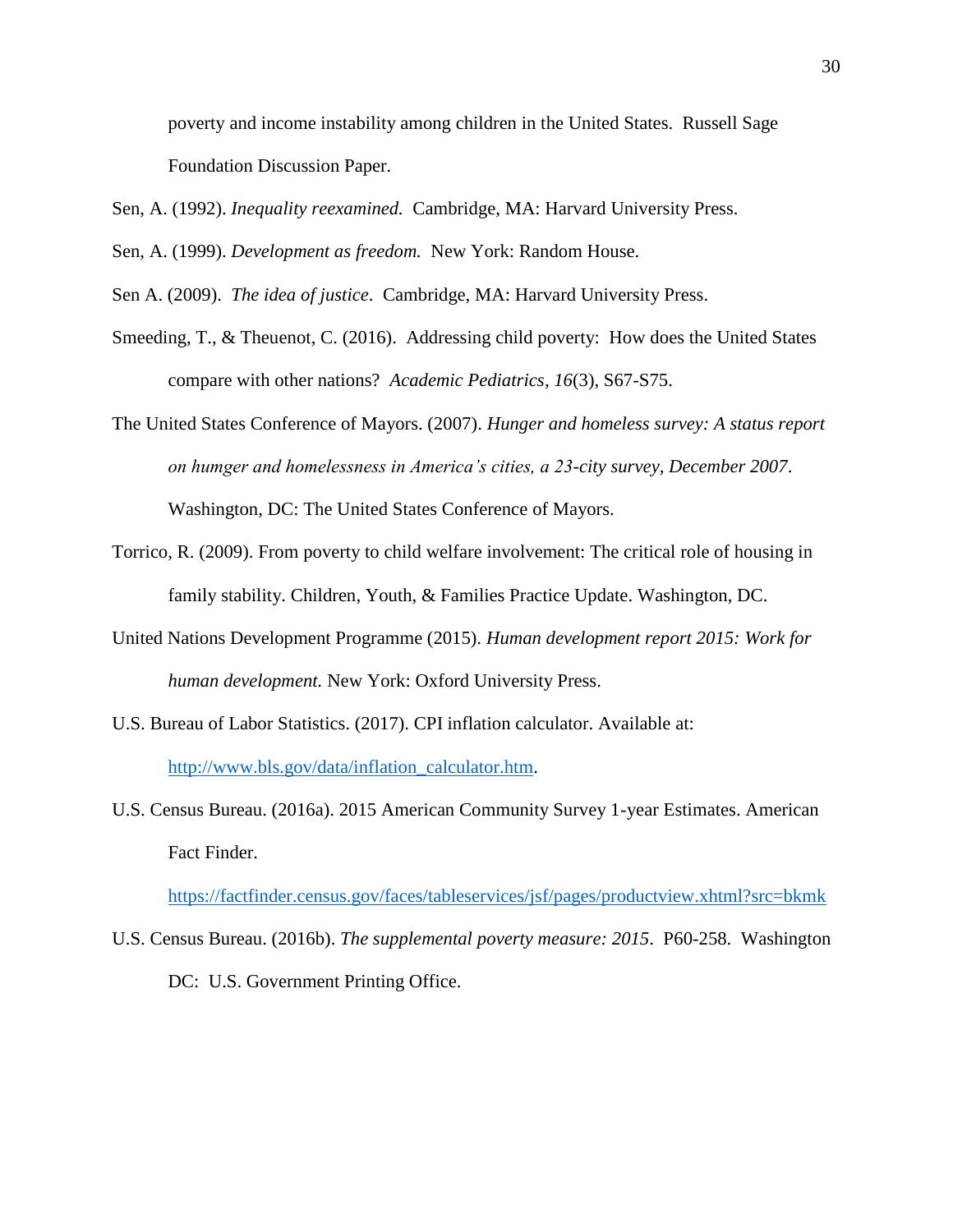poverty and income instability among children in the United States. Russell Sage Foundation Discussion Paper.

Sen, A. (1992). *Inequality reexamined.* Cambridge, MA: Harvard University Press.

Sen, A. (1999). *Development as freedom.* New York: Random House.

Sen A. (2009). *The idea of justice*. Cambridge, MA: Harvard University Press.

Smeeding, T., & Theuenot, C. (2016). Addressing child poverty: How does the United States compare with other nations? *Academic Pediatrics, 16*(3), S67-S75.

The United States Conference of Mayors. (2007). *Hunger and homeless survey: A status report on humger and homelessness in America's cities, a 23-city survey, December 2007*. Washington, DC: The United States Conference of Mayors.

Torrico, R. (2009). From poverty to child welfare involvement: The critical role of housing in family stability. Children, Youth, & Families Practice Update. Washington, DC.

United Nations Development Programme (2015). *Human development report 2015: Work for human development.* New York: Oxford University Press.

U.S. Bureau of Labor Statistics. (2017). CPI inflation calculator. Available at: [http://www.bls.gov/data/inflation_calculator.htm](http://www.bls.gov/data/inflation_calculator.htm).

U.S. Census Bureau. (2016a). 2015 American Community Survey 1-year Estimates. American Fact Finder. [https://factfinder.census.gov/faces/tableservices/jsf/pages/productview.xhtml?src=bkmk](https://factfinder.census.gov/faces/tableservices/jsf/pages/productview.xhtml?src=bkmk)

U.S. Census Bureau. (2016b). *The supplemental poverty measure: 2015*. P60-258. Washington DC: U.S. Government Printing Office.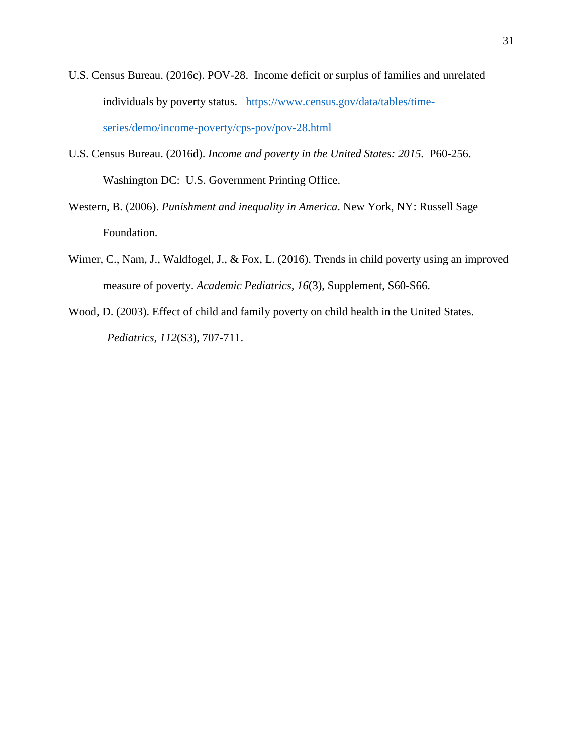U.S. Census Bureau. (2016c). POV-28. Income deficit or surplus of families and unrelated individuals by poverty status. https://www.census.gov/data/tables/time-series/demo/income-poverty/cps-pov/pov-28.html

U.S. Census Bureau. (2016d). *Income and poverty in the United States: 2015.* P60-256. Washington DC: U.S. Government Printing Office.

Western, B. (2006). *Punishment and inequality in America*. New York, NY: Russell Sage Foundation.

Wimer, C., Nam, J., Waldfogel, J., & Fox, L. (2016). Trends in child poverty using an improved measure of poverty. *Academic Pediatrics, 16*(3), Supplement, S60-S66.

Wood, D. (2003). Effect of child and family poverty on child health in the United States. *Pediatrics, 112*(S3), 707-711.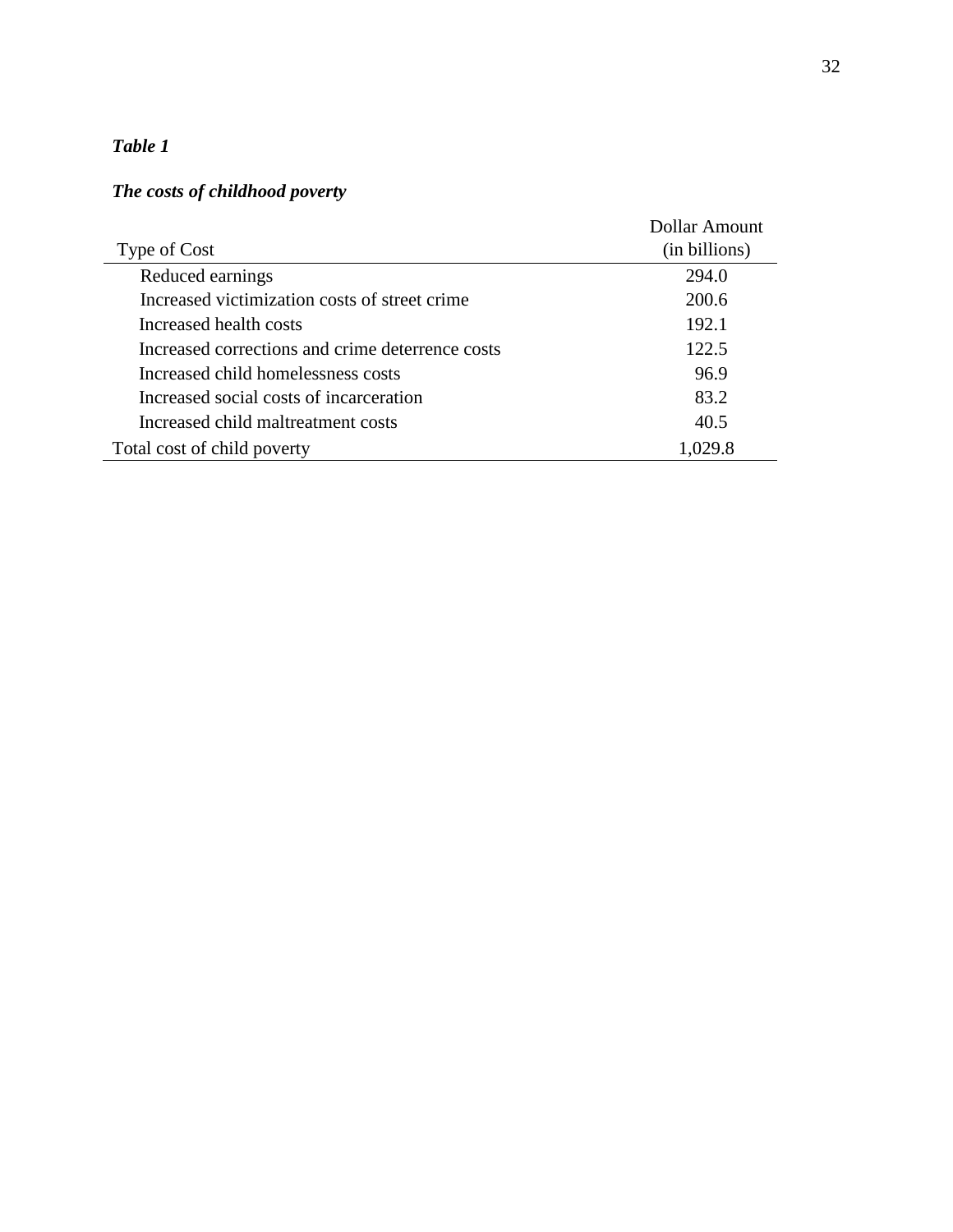***Table 1***

***The costs of childhood poverty***

| Type of Cost | Dollar Amount (in billions) |
|---|---|
| Reduced earnings | 294.0 |
| Increased victimization costs of street crime | 200.6 |
| Increased health costs | 192.1 |
| Increased corrections and crime deterrence costs | 122.5 |
| Increased child homelessness costs | 96.9 |
| Increased social costs of incarceration | 83.2 |
| Increased child maltreatment costs | 40.5 |
| Total cost of child poverty | 1,029.8 |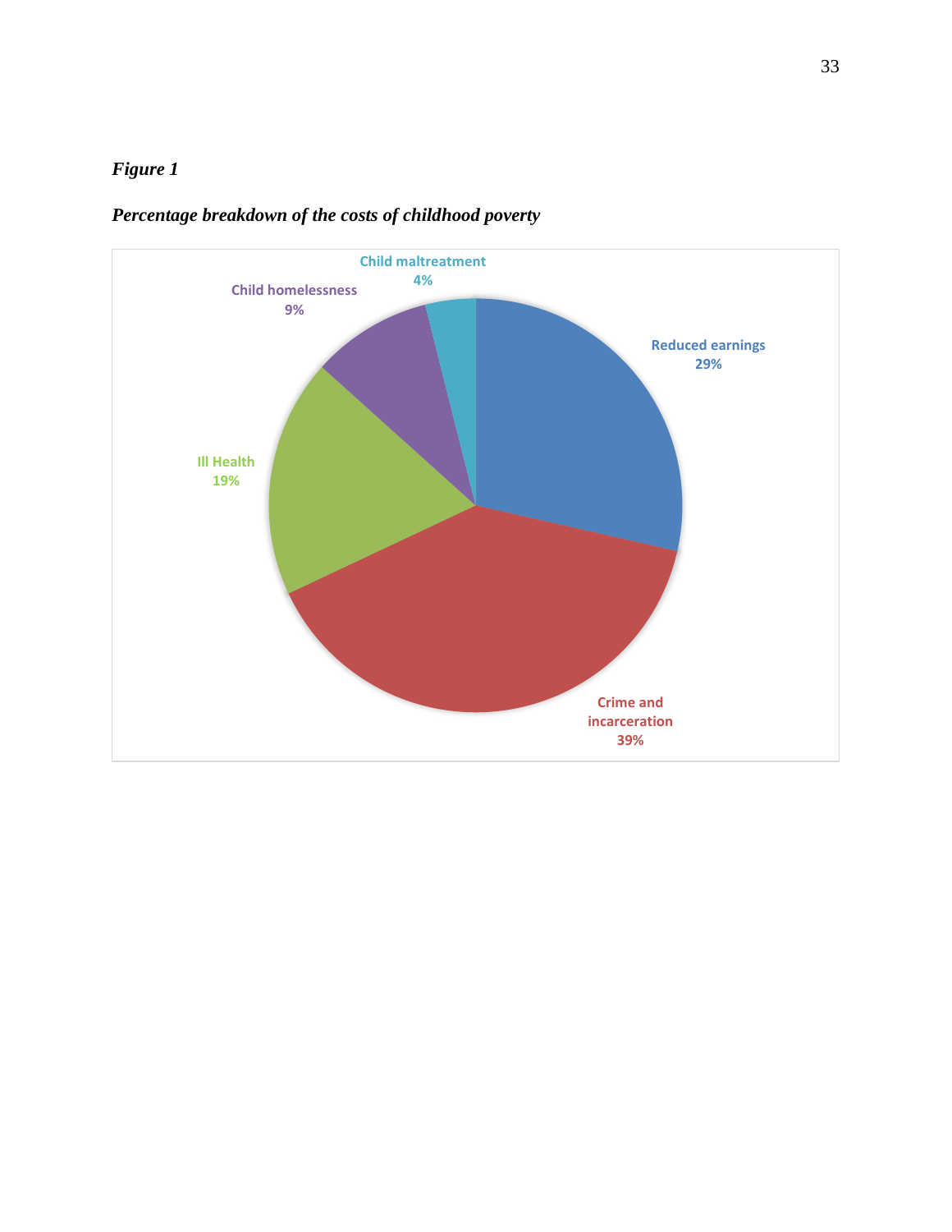*Figure 1*

***Percentage breakdown of the costs of childhood poverty***

Child maltreatment
4%

Child homelessness
9%

Reduced earnings
29%

Ill Health
19%

Crime and incarceration
39%